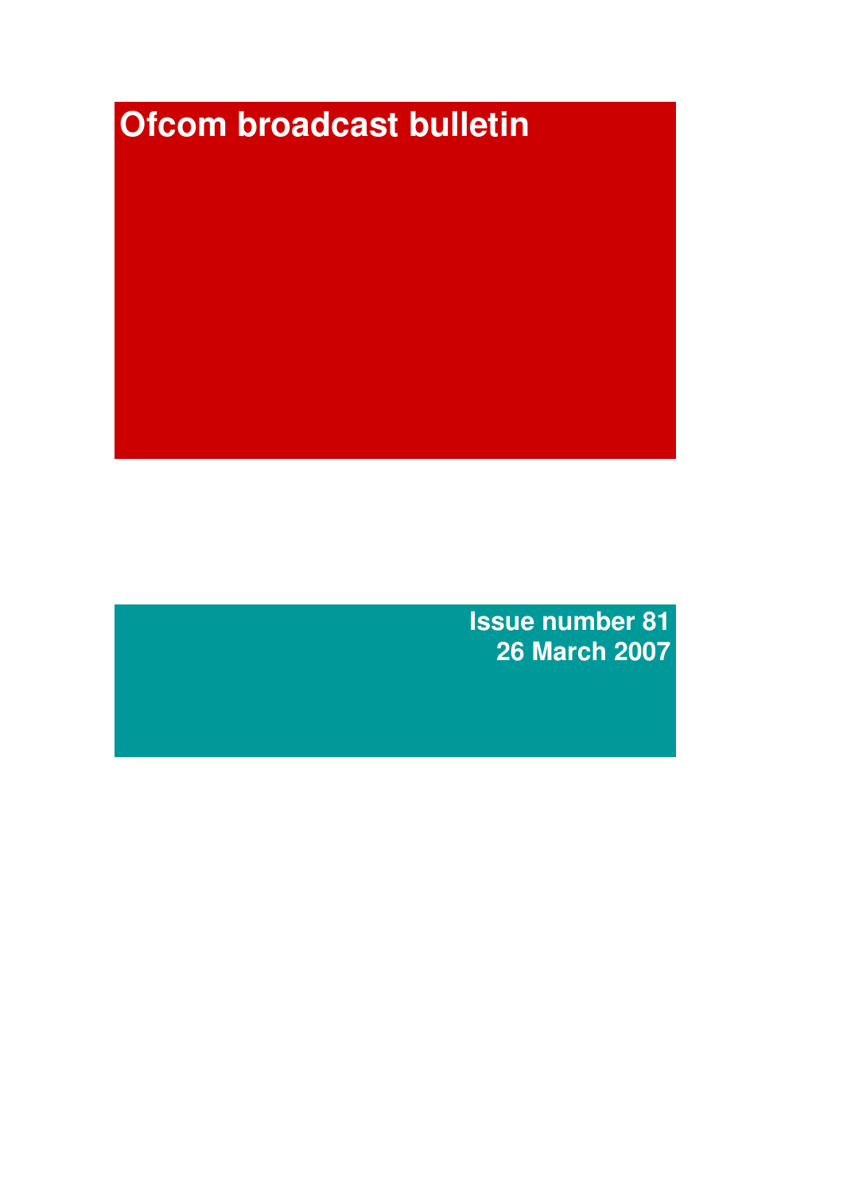# Ofcom broadcast bulletin

**Issue number 81**
**26 March 2007**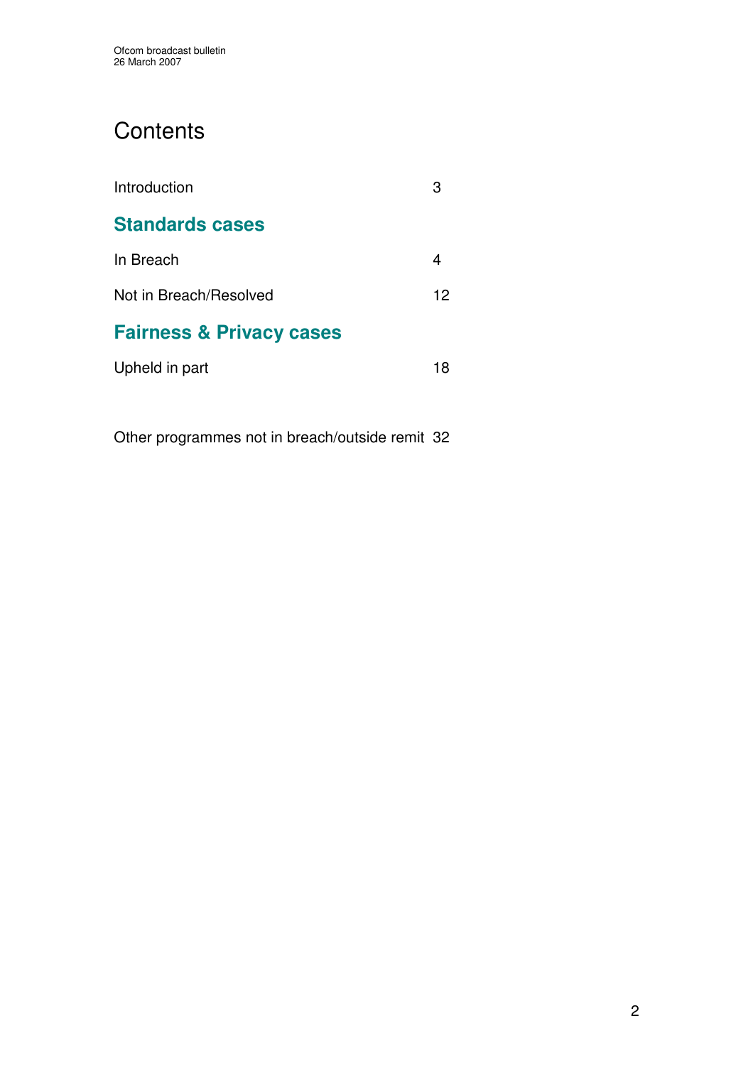# Contents

| | |
|---|---|
| Introduction | 3 |

## Standards cases

| | |
|---|---|
| In Breach | 4 |
| Not in Breach/Resolved | 12 |

## Fairness & Privacy cases

| | |
|---|---|
| Upheld in part | 18 |
| Other programmes not in breach/outside remit | 32 |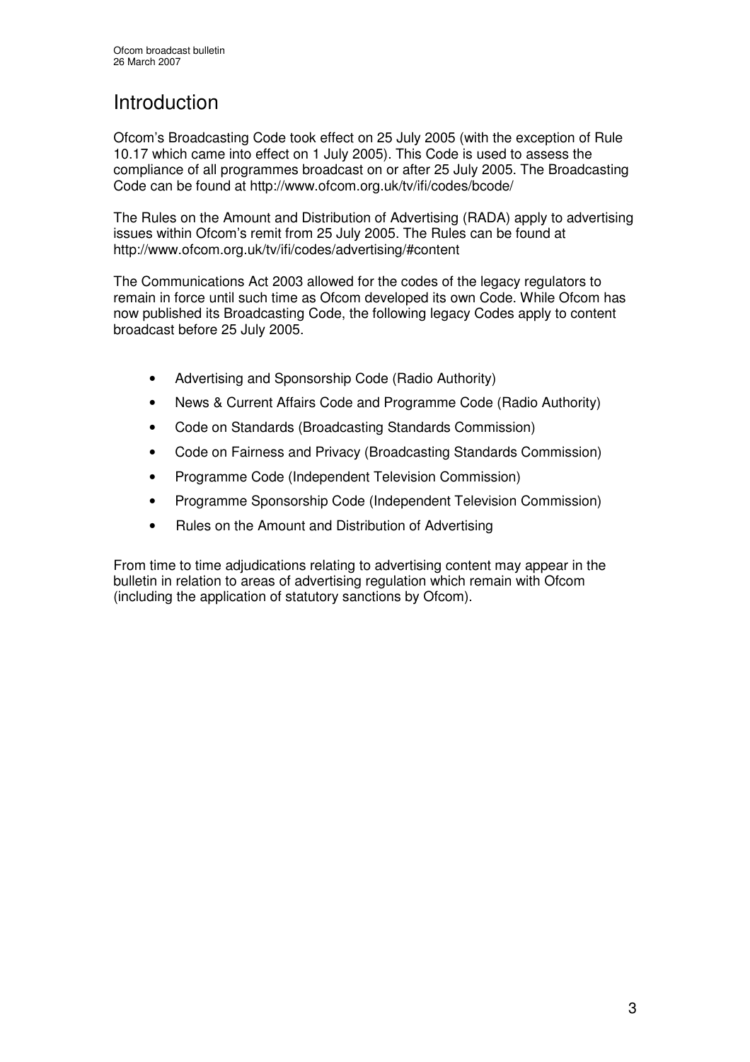# Introduction

Ofcom's Broadcasting Code took effect on 25 July 2005 (with the exception of Rule 10.17 which came into effect on 1 July 2005). This Code is used to assess the compliance of all programmes broadcast on or after 25 July 2005. The Broadcasting Code can be found at http://www.ofcom.org.uk/tv/ifi/codes/bcode/

The Rules on the Amount and Distribution of Advertising (RADA) apply to advertising issues within Ofcom's remit from 25 July 2005. The Rules can be found at http://www.ofcom.org.uk/tv/ifi/codes/advertising/#content

The Communications Act 2003 allowed for the codes of the legacy regulators to remain in force until such time as Ofcom developed its own Code. While Ofcom has now published its Broadcasting Code, the following legacy Codes apply to content broadcast before 25 July 2005.

- Advertising and Sponsorship Code (Radio Authority)
- News & Current Affairs Code and Programme Code (Radio Authority)
- Code on Standards (Broadcasting Standards Commission)
- Code on Fairness and Privacy (Broadcasting Standards Commission)
- Programme Code (Independent Television Commission)
- Programme Sponsorship Code (Independent Television Commission)
- Rules on the Amount and Distribution of Advertising

From time to time adjudications relating to advertising content may appear in the bulletin in relation to areas of advertising regulation which remain with Ofcom (including the application of statutory sanctions by Ofcom).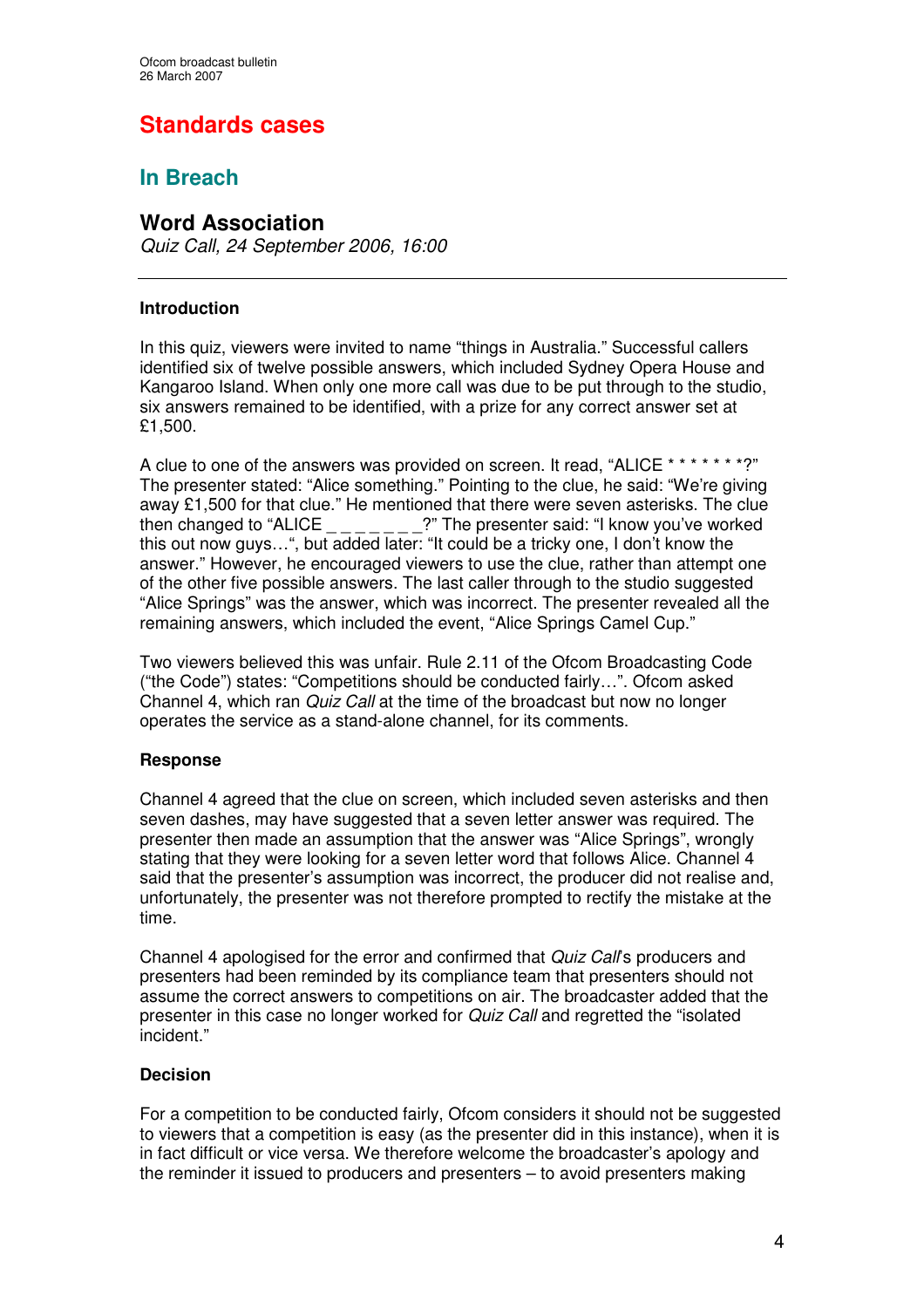# Standards cases

## In Breach

### Word Association

*Quiz Call, 24 September 2006, 16:00*

---

#### Introduction

In this quiz, viewers were invited to name "things in Australia." Successful callers identified six of twelve possible answers, which included Sydney Opera House and Kangaroo Island. When only one more call was due to be put through to the studio, six answers remained to be identified, with a prize for any correct answer set at £1,500.

A clue to one of the answers was provided on screen. It read, "ALICE * * * * * * *?" The presenter stated: "Alice something." Pointing to the clue, he said: "We're giving away £1,500 for that clue." He mentioned that there were seven asterisks. The clue then changed to "ALICE _ _ _ _ _ _ _?" The presenter said: "I know you've worked this out now guys…", but added later: "It could be a tricky one, I don't know the answer." However, he encouraged viewers to use the clue, rather than attempt one of the other five possible answers. The last caller through to the studio suggested "Alice Springs" was the answer, which was incorrect. The presenter revealed all the remaining answers, which included the event, "Alice Springs Camel Cup."

Two viewers believed this was unfair. Rule 2.11 of the Ofcom Broadcasting Code ("the Code") states: "Competitions should be conducted fairly…". Ofcom asked Channel 4, which ran *Quiz Call* at the time of the broadcast but now no longer operates the service as a stand-alone channel, for its comments.

#### Response

Channel 4 agreed that the clue on screen, which included seven asterisks and then seven dashes, may have suggested that a seven letter answer was required. The presenter then made an assumption that the answer was "Alice Springs", wrongly stating that they were looking for a seven letter word that follows Alice. Channel 4 said that the presenter's assumption was incorrect, the producer did not realise and, unfortunately, the presenter was not therefore prompted to rectify the mistake at the time.

Channel 4 apologised for the error and confirmed that *Quiz Call*'s producers and presenters had been reminded by its compliance team that presenters should not assume the correct answers to competitions on air. The broadcaster added that the presenter in this case no longer worked for *Quiz Call* and regretted the "isolated incident."

#### Decision

For a competition to be conducted fairly, Ofcom considers it should not be suggested to viewers that a competition is easy (as the presenter did in this instance), when it is in fact difficult or vice versa. We therefore welcome the broadcaster's apology and the reminder it issued to producers and presenters – to avoid presenters making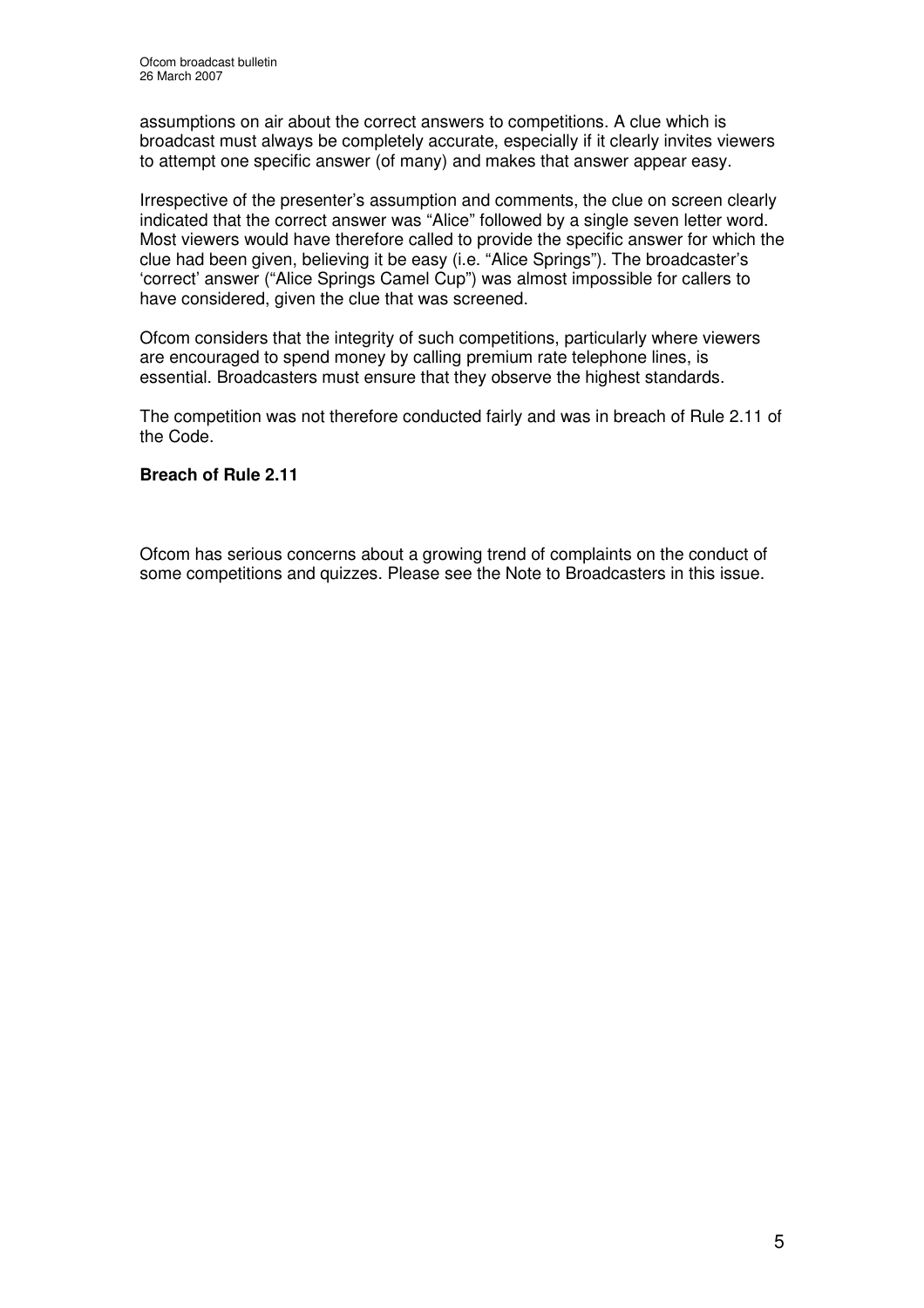assumptions on air about the correct answers to competitions. A clue which is broadcast must always be completely accurate, especially if it clearly invites viewers to attempt one specific answer (of many) and makes that answer appear easy.

Irrespective of the presenter's assumption and comments, the clue on screen clearly indicated that the correct answer was "Alice" followed by a single seven letter word. Most viewers would have therefore called to provide the specific answer for which the clue had been given, believing it be easy (i.e. "Alice Springs"). The broadcaster's 'correct' answer ("Alice Springs Camel Cup") was almost impossible for callers to have considered, given the clue that was screened.

Ofcom considers that the integrity of such competitions, particularly where viewers are encouraged to spend money by calling premium rate telephone lines, is essential. Broadcasters must ensure that they observe the highest standards.

The competition was not therefore conducted fairly and was in breach of Rule 2.11 of the Code.

**Breach of Rule 2.11**

Ofcom has serious concerns about a growing trend of complaints on the conduct of some competitions and quizzes. Please see the Note to Broadcasters in this issue.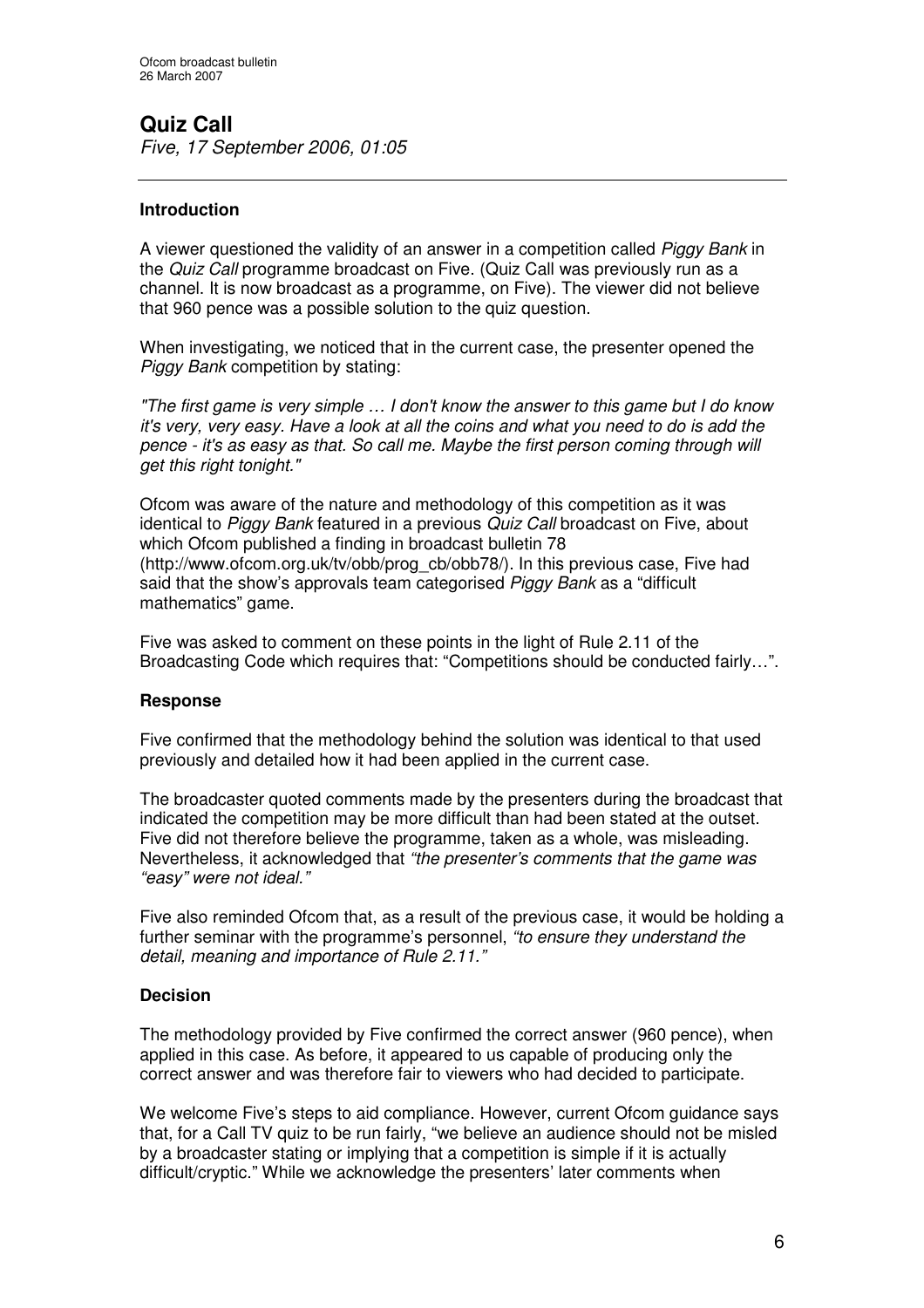## Quiz Call

*Five, 17 September 2006, 01:05*

---

### Introduction

A viewer questioned the validity of an answer in a competition called *Piggy Bank* in the *Quiz Call* programme broadcast on Five. (Quiz Call was previously run as a channel. It is now broadcast as a programme, on Five). The viewer did not believe that 960 pence was a possible solution to the quiz question.

When investigating, we noticed that in the current case, the presenter opened the *Piggy Bank* competition by stating:

*"The first game is very simple … I don't know the answer to this game but I do know it's very, very easy. Have a look at all the coins and what you need to do is add the pence - it's as easy as that. So call me. Maybe the first person coming through will get this right tonight."*

Ofcom was aware of the nature and methodology of this competition as it was identical to *Piggy Bank* featured in a previous *Quiz Call* broadcast on Five, about which Ofcom published a finding in broadcast bulletin 78 (http://www.ofcom.org.uk/tv/obb/prog_cb/obb78/). In this previous case, Five had said that the show's approvals team categorised *Piggy Bank* as a "difficult mathematics" game.

Five was asked to comment on these points in the light of Rule 2.11 of the Broadcasting Code which requires that: "Competitions should be conducted fairly…".

### Response

Five confirmed that the methodology behind the solution was identical to that used previously and detailed how it had been applied in the current case.

The broadcaster quoted comments made by the presenters during the broadcast that indicated the competition may be more difficult than had been stated at the outset. Five did not therefore believe the programme, taken as a whole, was misleading. Nevertheless, it acknowledged that *"the presenter's comments that the game was "easy" were not ideal."*

Five also reminded Ofcom that, as a result of the previous case, it would be holding a further seminar with the programme's personnel, *"to ensure they understand the detail, meaning and importance of Rule 2.11."*

### Decision

The methodology provided by Five confirmed the correct answer (960 pence), when applied in this case. As before, it appeared to us capable of producing only the correct answer and was therefore fair to viewers who had decided to participate.

We welcome Five's steps to aid compliance. However, current Ofcom guidance says that, for a Call TV quiz to be run fairly, "we believe an audience should not be misled by a broadcaster stating or implying that a competition is simple if it is actually difficult/cryptic." While we acknowledge the presenters' later comments when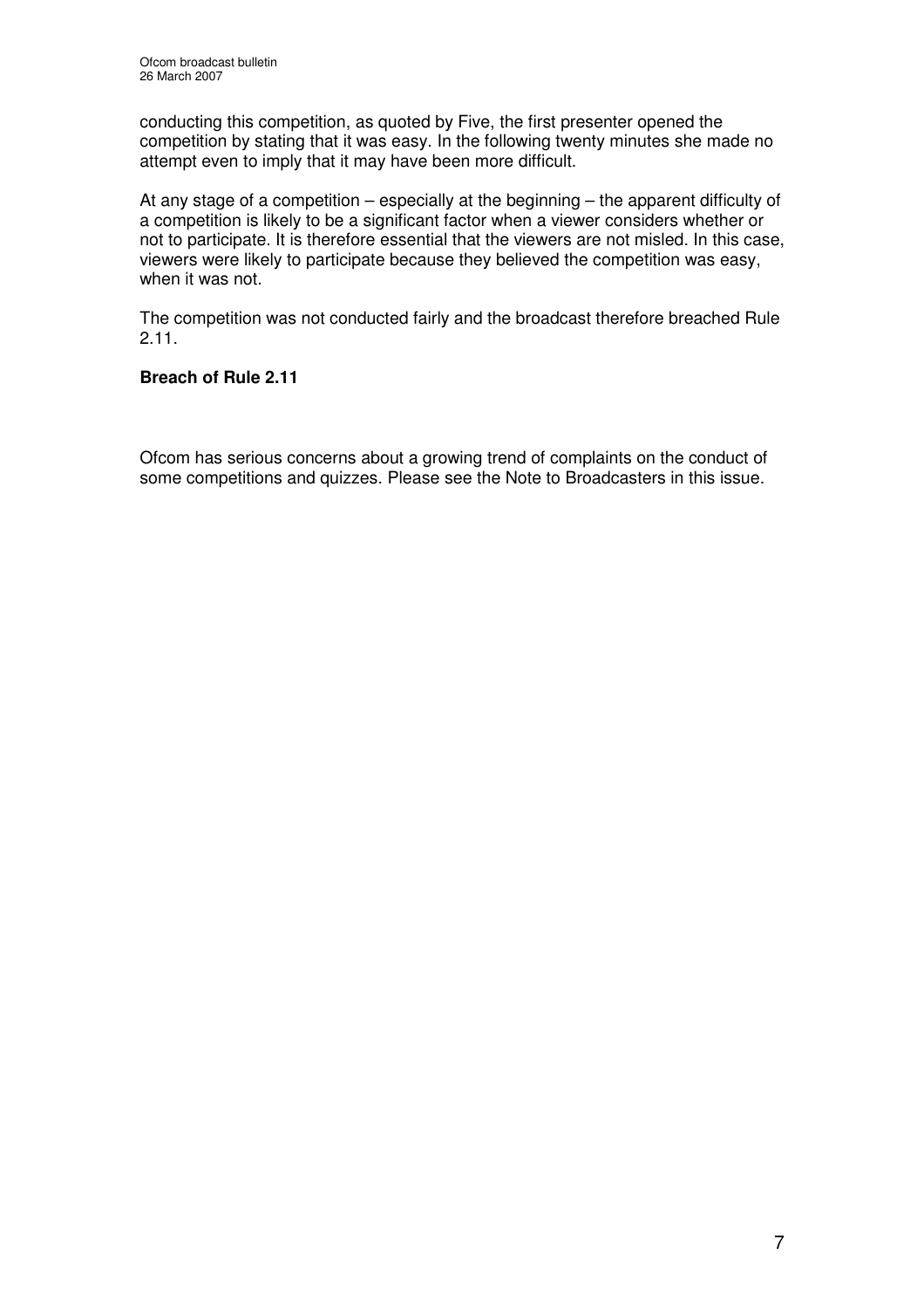conducting this competition, as quoted by Five, the first presenter opened the competition by stating that it was easy. In the following twenty minutes she made no attempt even to imply that it may have been more difficult.

At any stage of a competition – especially at the beginning – the apparent difficulty of a competition is likely to be a significant factor when a viewer considers whether or not to participate. It is therefore essential that the viewers are not misled. In this case, viewers were likely to participate because they believed the competition was easy, when it was not.

The competition was not conducted fairly and the broadcast therefore breached Rule 2.11.

**Breach of Rule 2.11**

Ofcom has serious concerns about a growing trend of complaints on the conduct of some competitions and quizzes. Please see the Note to Broadcasters in this issue.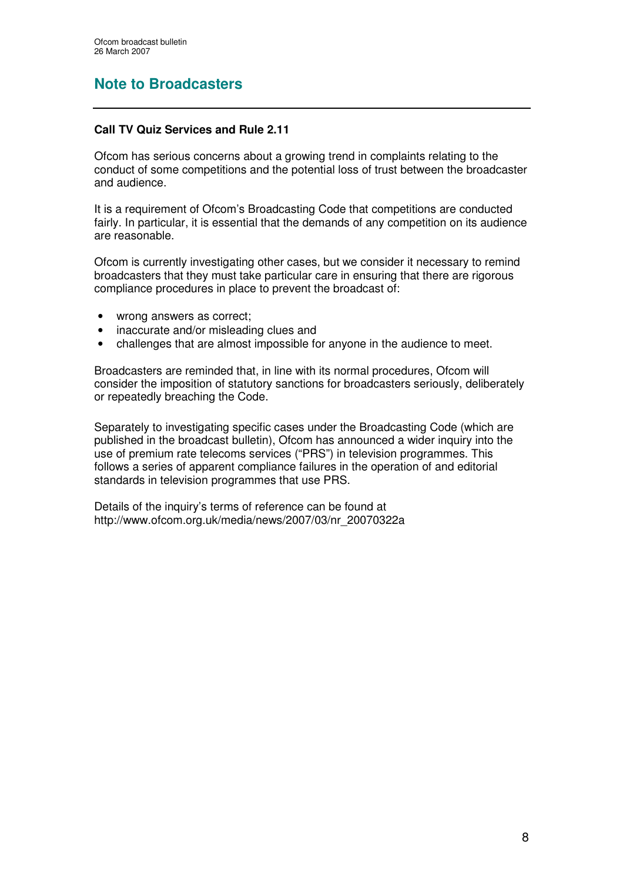## Note to Broadcasters

### Call TV Quiz Services and Rule 2.11

Ofcom has serious concerns about a growing trend in complaints relating to the conduct of some competitions and the potential loss of trust between the broadcaster and audience.

It is a requirement of Ofcom's Broadcasting Code that competitions are conducted fairly. In particular, it is essential that the demands of any competition on its audience are reasonable.

Ofcom is currently investigating other cases, but we consider it necessary to remind broadcasters that they must take particular care in ensuring that there are rigorous compliance procedures in place to prevent the broadcast of:

- wrong answers as correct;
- inaccurate and/or misleading clues and
- challenges that are almost impossible for anyone in the audience to meet.

Broadcasters are reminded that, in line with its normal procedures, Ofcom will consider the imposition of statutory sanctions for broadcasters seriously, deliberately or repeatedly breaching the Code.

Separately to investigating specific cases under the Broadcasting Code (which are published in the broadcast bulletin), Ofcom has announced a wider inquiry into the use of premium rate telecoms services ("PRS") in television programmes. This follows a series of apparent compliance failures in the operation of and editorial standards in television programmes that use PRS.

Details of the inquiry's terms of reference can be found at http://www.ofcom.org.uk/media/news/2007/03/nr_20070322a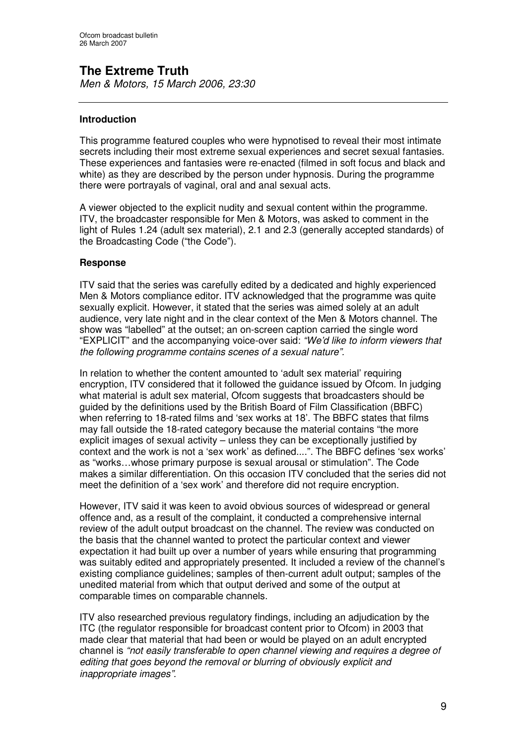# The Extreme Truth

*Men & Motors, 15 March 2006, 23:30*

---

### Introduction

This programme featured couples who were hypnotised to reveal their most intimate secrets including their most extreme sexual experiences and secret sexual fantasies. These experiences and fantasies were re-enacted (filmed in soft focus and black and white) as they are described by the person under hypnosis. During the programme there were portrayals of vaginal, oral and anal sexual acts.

A viewer objected to the explicit nudity and sexual content within the programme. ITV, the broadcaster responsible for Men & Motors, was asked to comment in the light of Rules 1.24 (adult sex material), 2.1 and 2.3 (generally accepted standards) of the Broadcasting Code ("the Code").

### Response

ITV said that the series was carefully edited by a dedicated and highly experienced Men & Motors compliance editor. ITV acknowledged that the programme was quite sexually explicit. However, it stated that the series was aimed solely at an adult audience, very late night and in the clear context of the Men & Motors channel. The show was "labelled" at the outset; an on-screen caption carried the single word "EXPLICIT" and the accompanying voice-over said: *"We'd like to inform viewers that the following programme contains scenes of a sexual nature".*

In relation to whether the content amounted to 'adult sex material' requiring encryption, ITV considered that it followed the guidance issued by Ofcom. In judging what material is adult sex material, Ofcom suggests that broadcasters should be guided by the definitions used by the British Board of Film Classification (BBFC) when referring to 18-rated films and 'sex works at 18'. The BBFC states that films may fall outside the 18-rated category because the material contains "the more explicit images of sexual activity – unless they can be exceptionally justified by context and the work is not a 'sex work' as defined....". The BBFC defines 'sex works' as "works…whose primary purpose is sexual arousal or stimulation". The Code makes a similar differentiation. On this occasion ITV concluded that the series did not meet the definition of a 'sex work' and therefore did not require encryption.

However, ITV said it was keen to avoid obvious sources of widespread or general offence and, as a result of the complaint, it conducted a comprehensive internal review of the adult output broadcast on the channel. The review was conducted on the basis that the channel wanted to protect the particular context and viewer expectation it had built up over a number of years while ensuring that programming was suitably edited and appropriately presented. It included a review of the channel's existing compliance guidelines; samples of then-current adult output; samples of the unedited material from which that output derived and some of the output at comparable times on comparable channels.

ITV also researched previous regulatory findings, including an adjudication by the ITC (the regulator responsible for broadcast content prior to Ofcom) in 2003 that made clear that material that had been or would be played on an adult encrypted channel is *"not easily transferable to open channel viewing and requires a degree of editing that goes beyond the removal or blurring of obviously explicit and inappropriate images".*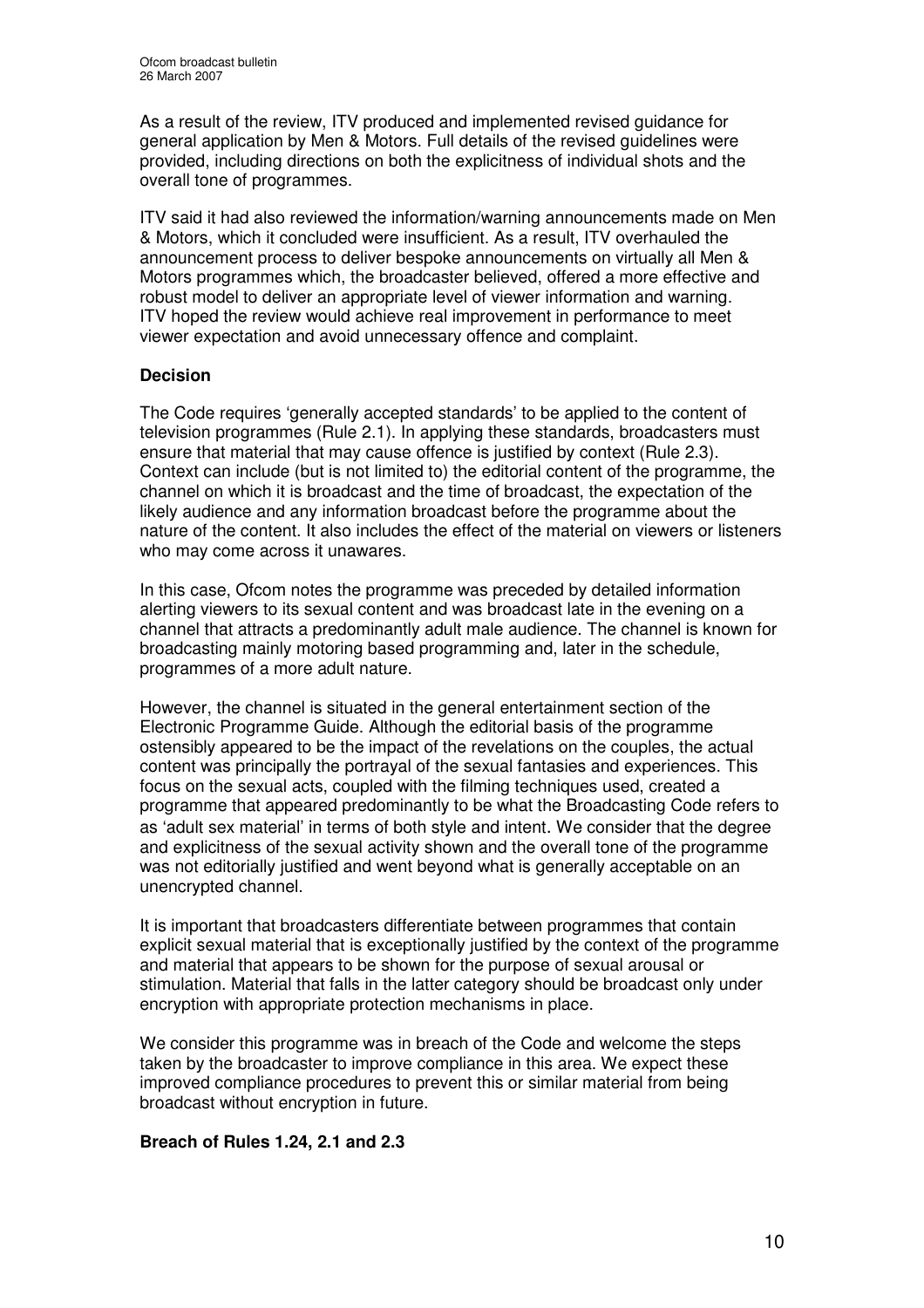As a result of the review, ITV produced and implemented revised guidance for general application by Men & Motors. Full details of the revised guidelines were provided, including directions on both the explicitness of individual shots and the overall tone of programmes.

ITV said it had also reviewed the information/warning announcements made on Men & Motors, which it concluded were insufficient. As a result, ITV overhauled the announcement process to deliver bespoke announcements on virtually all Men & Motors programmes which, the broadcaster believed, offered a more effective and robust model to deliver an appropriate level of viewer information and warning. ITV hoped the review would achieve real improvement in performance to meet viewer expectation and avoid unnecessary offence and complaint.

**Decision**

The Code requires 'generally accepted standards' to be applied to the content of television programmes (Rule 2.1). In applying these standards, broadcasters must ensure that material that may cause offence is justified by context (Rule 2.3). Context can include (but is not limited to) the editorial content of the programme, the channel on which it is broadcast and the time of broadcast, the expectation of the likely audience and any information broadcast before the programme about the nature of the content. It also includes the effect of the material on viewers or listeners who may come across it unawares.

In this case, Ofcom notes the programme was preceded by detailed information alerting viewers to its sexual content and was broadcast late in the evening on a channel that attracts a predominantly adult male audience. The channel is known for broadcasting mainly motoring based programming and, later in the schedule, programmes of a more adult nature.

However, the channel is situated in the general entertainment section of the Electronic Programme Guide. Although the editorial basis of the programme ostensibly appeared to be the impact of the revelations on the couples, the actual content was principally the portrayal of the sexual fantasies and experiences. This focus on the sexual acts, coupled with the filming techniques used, created a programme that appeared predominantly to be what the Broadcasting Code refers to as 'adult sex material' in terms of both style and intent. We consider that the degree and explicitness of the sexual activity shown and the overall tone of the programme was not editorially justified and went beyond what is generally acceptable on an unencrypted channel.

It is important that broadcasters differentiate between programmes that contain explicit sexual material that is exceptionally justified by the context of the programme and material that appears to be shown for the purpose of sexual arousal or stimulation. Material that falls in the latter category should be broadcast only under encryption with appropriate protection mechanisms in place.

We consider this programme was in breach of the Code and welcome the steps taken by the broadcaster to improve compliance in this area. We expect these improved compliance procedures to prevent this or similar material from being broadcast without encryption in future.

**Breach of Rules 1.24, 2.1 and 2.3**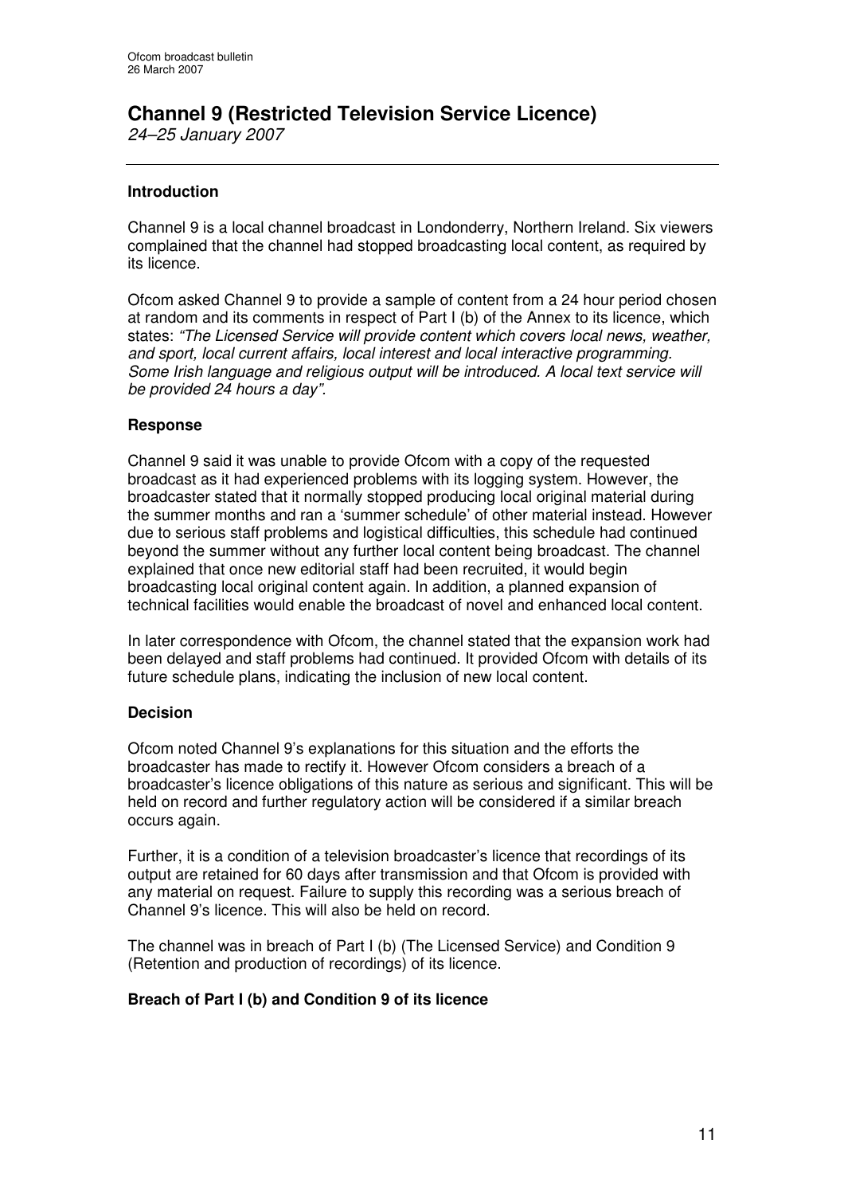## Channel 9 (Restricted Television Service Licence)

*24–25 January 2007*

---

### Introduction

Channel 9 is a local channel broadcast in Londonderry, Northern Ireland. Six viewers complained that the channel had stopped broadcasting local content, as required by its licence.

Ofcom asked Channel 9 to provide a sample of content from a 24 hour period chosen at random and its comments in respect of Part I (b) of the Annex to its licence, which states: *"The Licensed Service will provide content which covers local news, weather, and sport, local current affairs, local interest and local interactive programming. Some Irish language and religious output will be introduced. A local text service will be provided 24 hours a day"*.

### Response

Channel 9 said it was unable to provide Ofcom with a copy of the requested broadcast as it had experienced problems with its logging system. However, the broadcaster stated that it normally stopped producing local original material during the summer months and ran a 'summer schedule' of other material instead. However due to serious staff problems and logistical difficulties, this schedule had continued beyond the summer without any further local content being broadcast. The channel explained that once new editorial staff had been recruited, it would begin broadcasting local original content again. In addition, a planned expansion of technical facilities would enable the broadcast of novel and enhanced local content.

In later correspondence with Ofcom, the channel stated that the expansion work had been delayed and staff problems had continued. It provided Ofcom with details of its future schedule plans, indicating the inclusion of new local content.

### Decision

Ofcom noted Channel 9's explanations for this situation and the efforts the broadcaster has made to rectify it. However Ofcom considers a breach of a broadcaster's licence obligations of this nature as serious and significant. This will be held on record and further regulatory action will be considered if a similar breach occurs again.

Further, it is a condition of a television broadcaster's licence that recordings of its output are retained for 60 days after transmission and that Ofcom is provided with any material on request. Failure to supply this recording was a serious breach of Channel 9's licence. This will also be held on record.

The channel was in breach of Part I (b) (The Licensed Service) and Condition 9 (Retention and production of recordings) of its licence.

**Breach of Part I (b) and Condition 9 of its licence**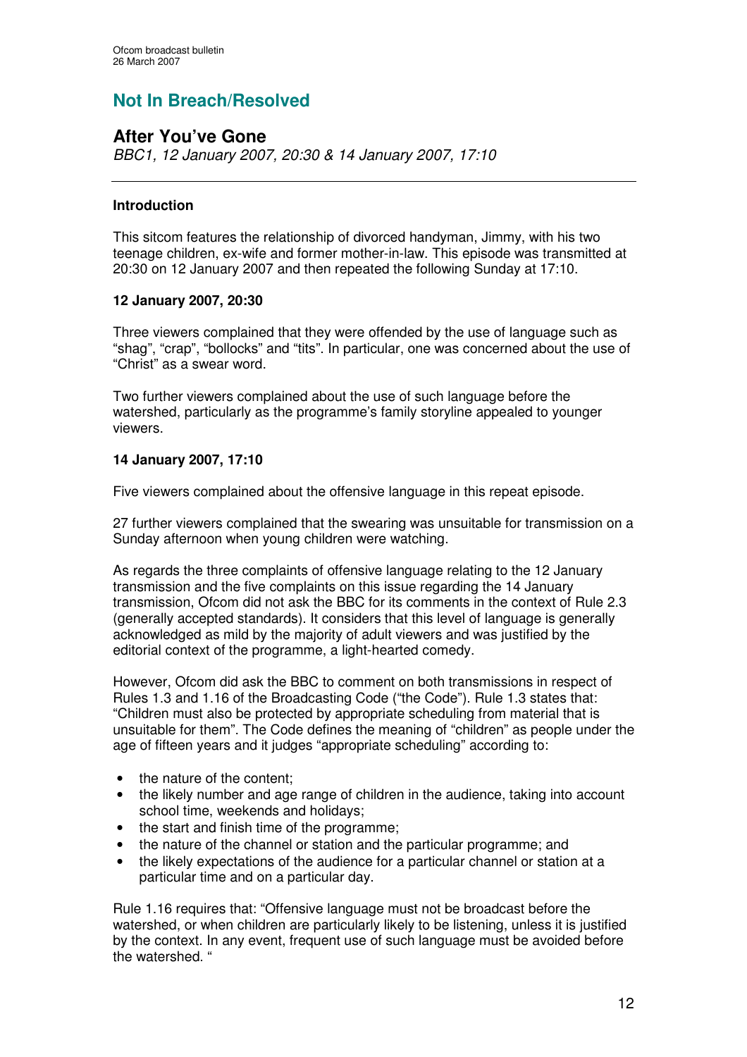## Not In Breach/Resolved

## After You've Gone

*BBC1, 12 January 2007, 20:30 & 14 January 2007, 17:10*

---

**Introduction**

This sitcom features the relationship of divorced handyman, Jimmy, with his two teenage children, ex-wife and former mother-in-law. This episode was transmitted at 20:30 on 12 January 2007 and then repeated the following Sunday at 17:10.

**12 January 2007, 20:30**

Three viewers complained that they were offended by the use of language such as "shag", "crap", "bollocks" and "tits". In particular, one was concerned about the use of "Christ" as a swear word.

Two further viewers complained about the use of such language before the watershed, particularly as the programme's family storyline appealed to younger viewers.

**14 January 2007, 17:10**

Five viewers complained about the offensive language in this repeat episode.

27 further viewers complained that the swearing was unsuitable for transmission on a Sunday afternoon when young children were watching.

As regards the three complaints of offensive language relating to the 12 January transmission and the five complaints on this issue regarding the 14 January transmission, Ofcom did not ask the BBC for its comments in the context of Rule 2.3 (generally accepted standards). It considers that this level of language is generally acknowledged as mild by the majority of adult viewers and was justified by the editorial context of the programme, a light-hearted comedy.

However, Ofcom did ask the BBC to comment on both transmissions in respect of Rules 1.3 and 1.16 of the Broadcasting Code ("the Code"). Rule 1.3 states that: "Children must also be protected by appropriate scheduling from material that is unsuitable for them". The Code defines the meaning of "children" as people under the age of fifteen years and it judges "appropriate scheduling" according to:

- the nature of the content;
- the likely number and age range of children in the audience, taking into account school time, weekends and holidays;
- the start and finish time of the programme;
- the nature of the channel or station and the particular programme; and
- the likely expectations of the audience for a particular channel or station at a particular time and on a particular day.

Rule 1.16 requires that: "Offensive language must not be broadcast before the watershed, or when children are particularly likely to be listening, unless it is justified by the context. In any event, frequent use of such language must be avoided before the watershed. "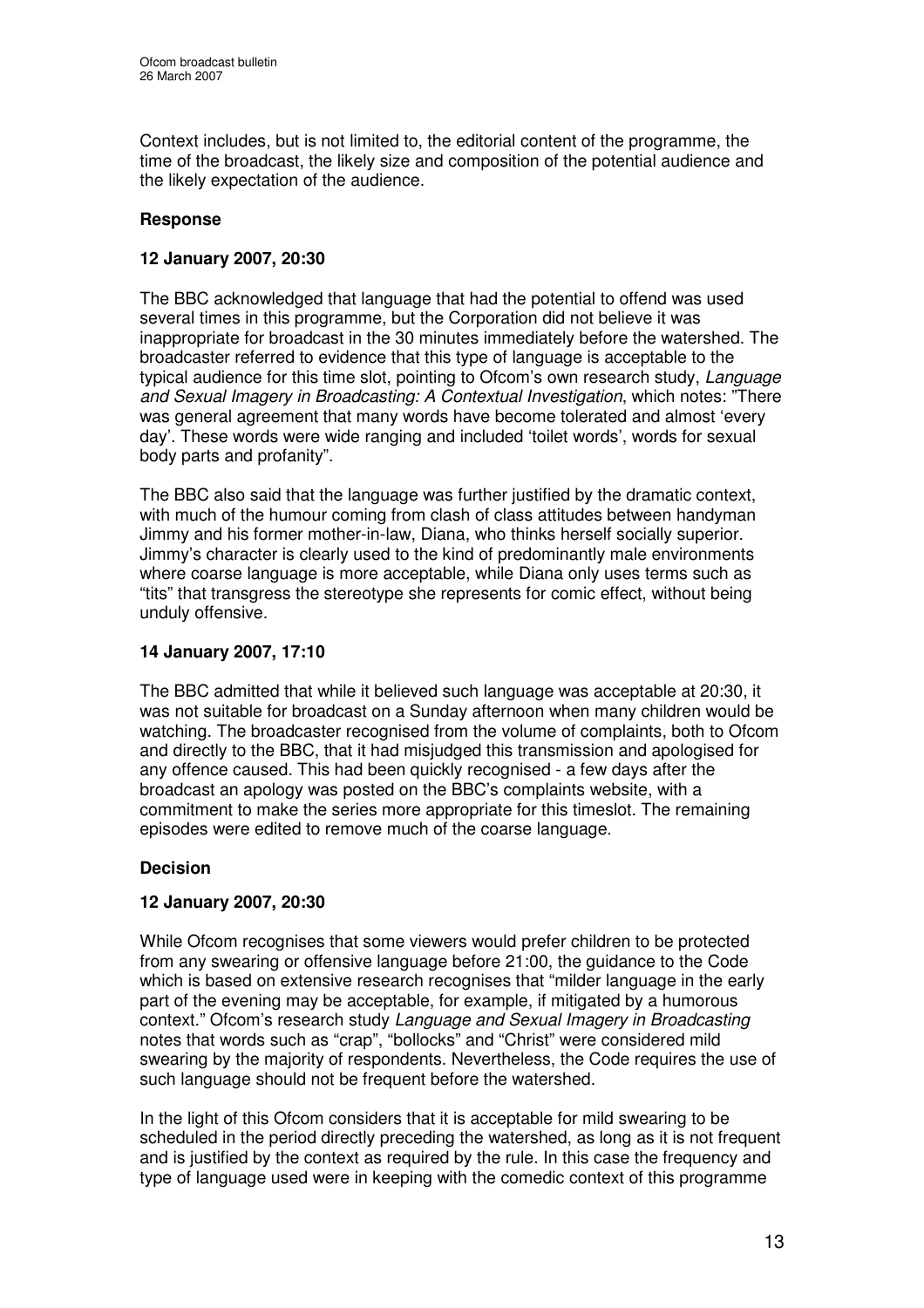Context includes, but is not limited to, the editorial content of the programme, the time of the broadcast, the likely size and composition of the potential audience and the likely expectation of the audience.

### Response

#### 12 January 2007, 20:30

The BBC acknowledged that language that had the potential to offend was used several times in this programme, but the Corporation did not believe it was inappropriate for broadcast in the 30 minutes immediately before the watershed. The broadcaster referred to evidence that this type of language is acceptable to the typical audience for this time slot, pointing to Ofcom's own research study, *Language and Sexual Imagery in Broadcasting: A Contextual Investigation*, which notes: "There was general agreement that many words have become tolerated and almost 'every day'. These words were wide ranging and included 'toilet words', words for sexual body parts and profanity".

The BBC also said that the language was further justified by the dramatic context, with much of the humour coming from clash of class attitudes between handyman Jimmy and his former mother-in-law, Diana, who thinks herself socially superior. Jimmy's character is clearly used to the kind of predominantly male environments where coarse language is more acceptable, while Diana only uses terms such as "tits" that transgress the stereotype she represents for comic effect, without being unduly offensive.

#### 14 January 2007, 17:10

The BBC admitted that while it believed such language was acceptable at 20:30, it was not suitable for broadcast on a Sunday afternoon when many children would be watching. The broadcaster recognised from the volume of complaints, both to Ofcom and directly to the BBC, that it had misjudged this transmission and apologised for any offence caused. This had been quickly recognised - a few days after the broadcast an apology was posted on the BBC's complaints website, with a commitment to make the series more appropriate for this timeslot. The remaining episodes were edited to remove much of the coarse language.

### Decision

#### 12 January 2007, 20:30

While Ofcom recognises that some viewers would prefer children to be protected from any swearing or offensive language before 21:00, the guidance to the Code which is based on extensive research recognises that "milder language in the early part of the evening may be acceptable, for example, if mitigated by a humorous context." Ofcom's research study *Language and Sexual Imagery in Broadcasting* notes that words such as "crap", "bollocks" and "Christ" were considered mild swearing by the majority of respondents. Nevertheless, the Code requires the use of such language should not be frequent before the watershed.

In the light of this Ofcom considers that it is acceptable for mild swearing to be scheduled in the period directly preceding the watershed, as long as it is not frequent and is justified by the context as required by the rule. In this case the frequency and type of language used were in keeping with the comedic context of this programme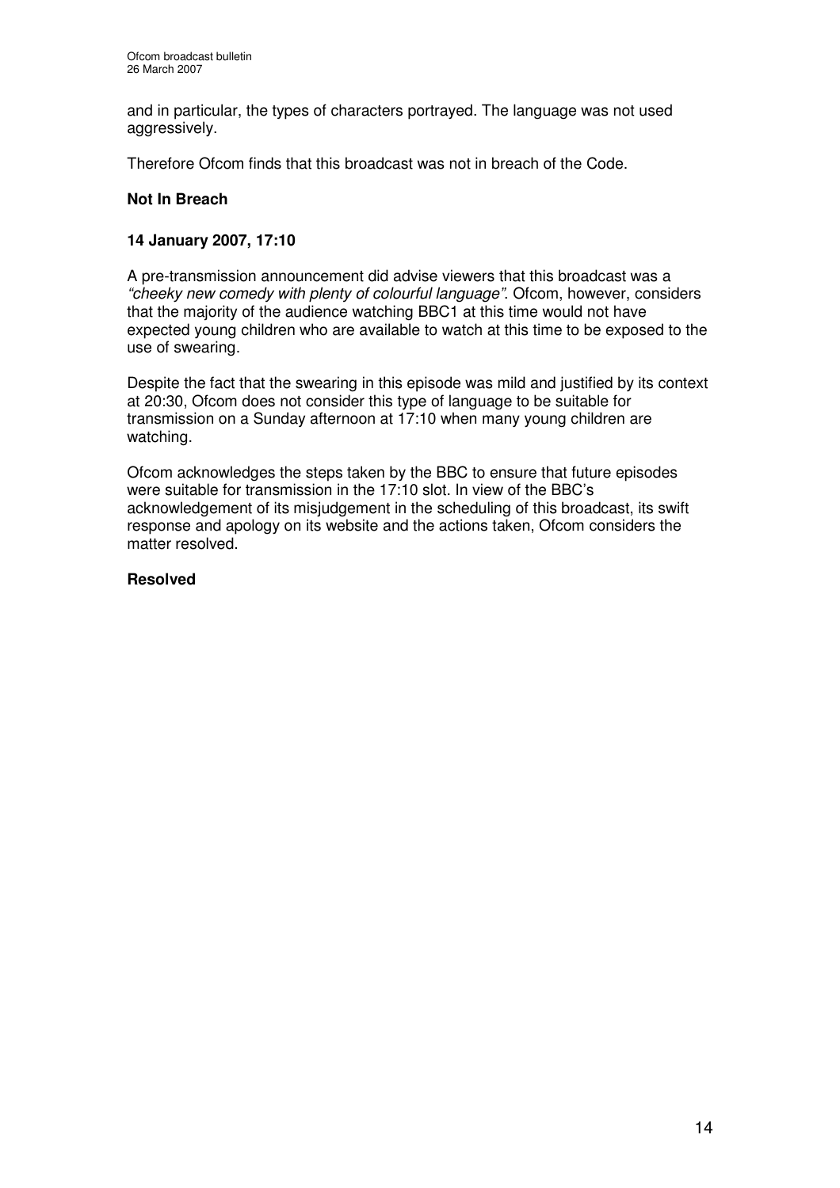and in particular, the types of characters portrayed. The language was not used aggressively.

Therefore Ofcom finds that this broadcast was not in breach of the Code.

**Not In Breach**

**14 January 2007, 17:10**

A pre-transmission announcement did advise viewers that this broadcast was a *"cheeky new comedy with plenty of colourful language"*. Ofcom, however, considers that the majority of the audience watching BBC1 at this time would not have expected young children who are available to watch at this time to be exposed to the use of swearing.

Despite the fact that the swearing in this episode was mild and justified by its context at 20:30, Ofcom does not consider this type of language to be suitable for transmission on a Sunday afternoon at 17:10 when many young children are watching.

Ofcom acknowledges the steps taken by the BBC to ensure that future episodes were suitable for transmission in the 17:10 slot. In view of the BBC's acknowledgement of its misjudgement in the scheduling of this broadcast, its swift response and apology on its website and the actions taken, Ofcom considers the matter resolved.

**Resolved**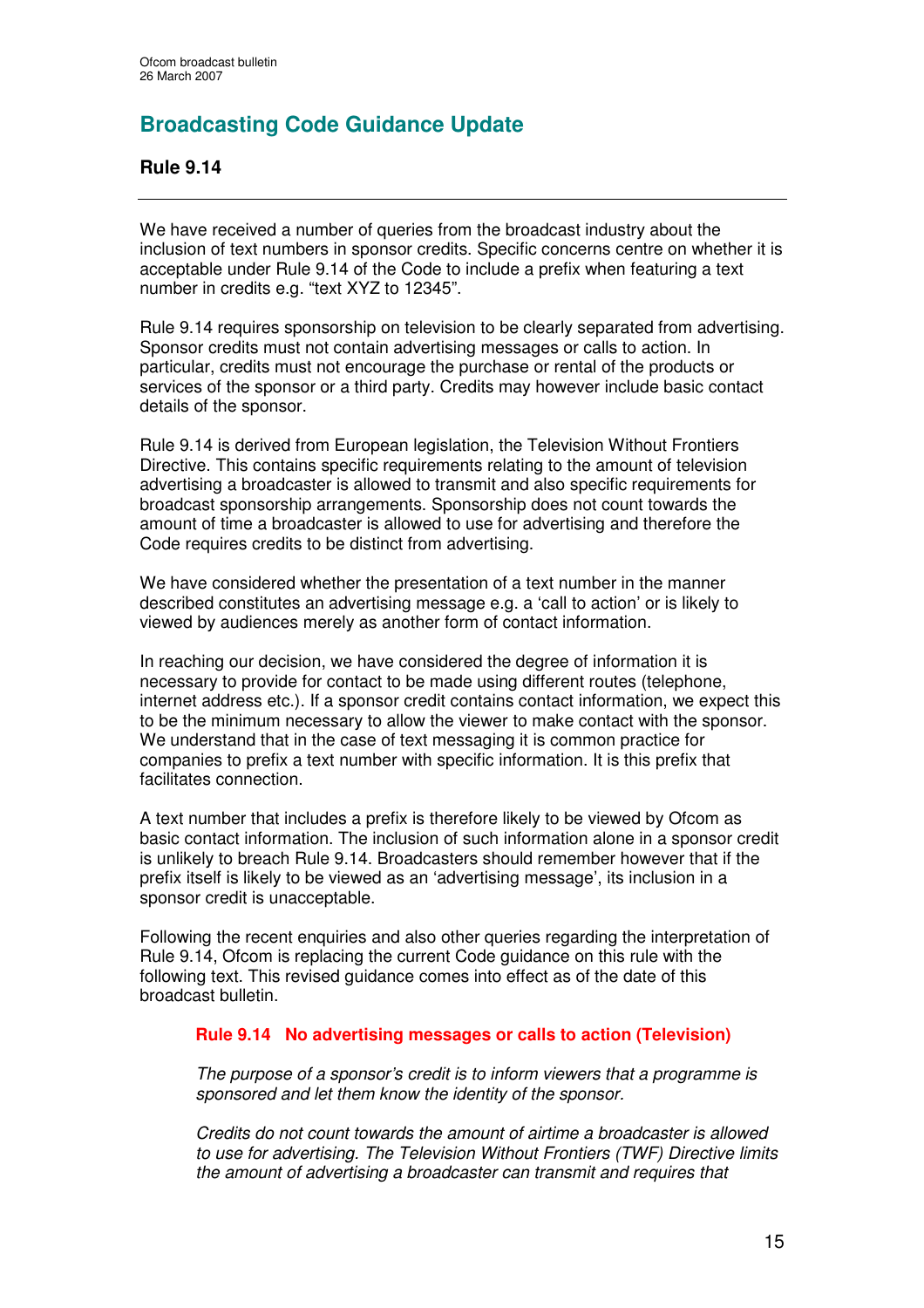## Broadcasting Code Guidance Update

### Rule 9.14

We have received a number of queries from the broadcast industry about the inclusion of text numbers in sponsor credits. Specific concerns centre on whether it is acceptable under Rule 9.14 of the Code to include a prefix when featuring a text number in credits e.g. "text XYZ to 12345".

Rule 9.14 requires sponsorship on television to be clearly separated from advertising. Sponsor credits must not contain advertising messages or calls to action. In particular, credits must not encourage the purchase or rental of the products or services of the sponsor or a third party. Credits may however include basic contact details of the sponsor.

Rule 9.14 is derived from European legislation, the Television Without Frontiers Directive. This contains specific requirements relating to the amount of television advertising a broadcaster is allowed to transmit and also specific requirements for broadcast sponsorship arrangements. Sponsorship does not count towards the amount of time a broadcaster is allowed to use for advertising and therefore the Code requires credits to be distinct from advertising.

We have considered whether the presentation of a text number in the manner described constitutes an advertising message e.g. a 'call to action' or is likely to viewed by audiences merely as another form of contact information.

In reaching our decision, we have considered the degree of information it is necessary to provide for contact to be made using different routes (telephone, internet address etc.). If a sponsor credit contains contact information, we expect this to be the minimum necessary to allow the viewer to make contact with the sponsor. We understand that in the case of text messaging it is common practice for companies to prefix a text number with specific information. It is this prefix that facilitates connection.

A text number that includes a prefix is therefore likely to be viewed by Ofcom as basic contact information. The inclusion of such information alone in a sponsor credit is unlikely to breach Rule 9.14. Broadcasters should remember however that if the prefix itself is likely to be viewed as an 'advertising message', its inclusion in a sponsor credit is unacceptable.

Following the recent enquiries and also other queries regarding the interpretation of Rule 9.14, Ofcom is replacing the current Code guidance on this rule with the following text. This revised guidance comes into effect as of the date of this broadcast bulletin.

> **Rule 9.14 No advertising messages or calls to action (Television)**
>
> *The purpose of a sponsor's credit is to inform viewers that a programme is sponsored and let them know the identity of the sponsor.*
>
> *Credits do not count towards the amount of airtime a broadcaster is allowed to use for advertising. The Television Without Frontiers (TWF) Directive limits the amount of advertising a broadcaster can transmit and requires that*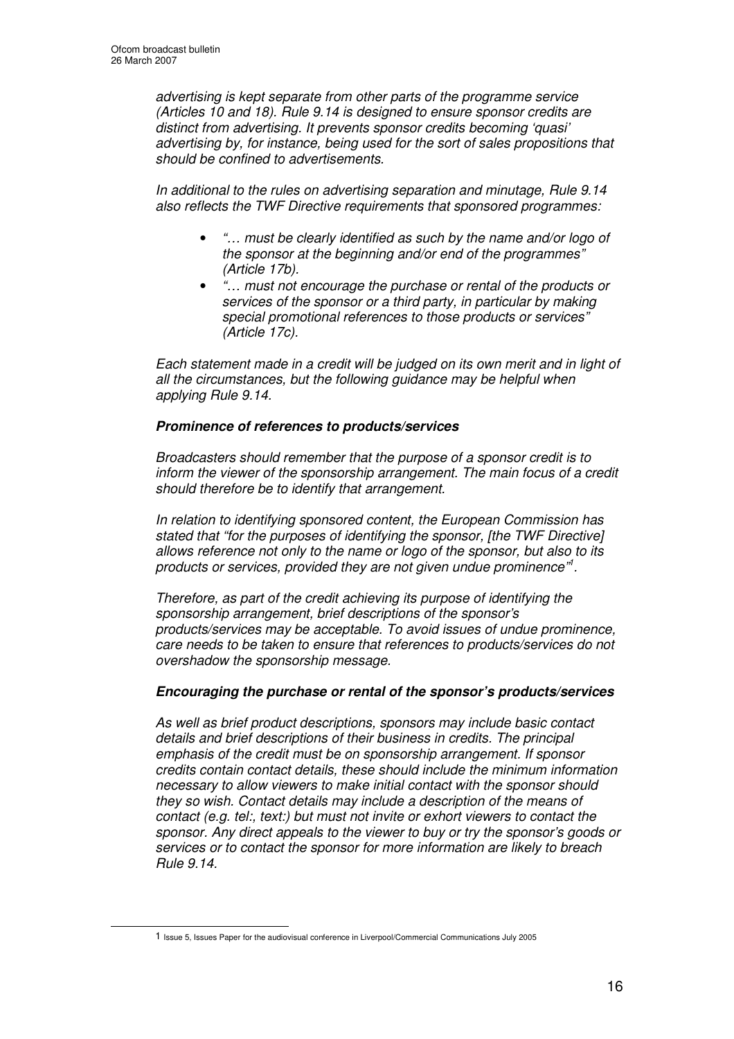*advertising is kept separate from other parts of the programme service (Articles 10 and 18). Rule 9.14 is designed to ensure sponsor credits are distinct from advertising. It prevents sponsor credits becoming 'quasi' advertising by, for instance, being used for the sort of sales propositions that should be confined to advertisements.*

*In additional to the rules on advertising separation and minutage, Rule 9.14 also reflects the TWF Directive requirements that sponsored programmes:*

- *"… must be clearly identified as such by the name and/or logo of the sponsor at the beginning and/or end of the programmes" (Article 17b).*
- *"… must not encourage the purchase or rental of the products or services of the sponsor or a third party, in particular by making special promotional references to those products or services" (Article 17c).*

*Each statement made in a credit will be judged on its own merit and in light of all the circumstances, but the following guidance may be helpful when applying Rule 9.14.*

***Prominence of references to products/services***

*Broadcasters should remember that the purpose of a sponsor credit is to inform the viewer of the sponsorship arrangement. The main focus of a credit should therefore be to identify that arrangement.*

*In relation to identifying sponsored content, the European Commission has stated that "for the purposes of identifying the sponsor, [the TWF Directive] allows reference not only to the name or logo of the sponsor, but also to its products or services, provided they are not given undue prominence"[1].*

*Therefore, as part of the credit achieving its purpose of identifying the sponsorship arrangement, brief descriptions of the sponsor's products/services may be acceptable. To avoid issues of undue prominence, care needs to be taken to ensure that references to products/services do not overshadow the sponsorship message.*

***Encouraging the purchase or rental of the sponsor's products/services***

*As well as brief product descriptions, sponsors may include basic contact details and brief descriptions of their business in credits. The principal emphasis of the credit must be on sponsorship arrangement. If sponsor credits contain contact details, these should include the minimum information necessary to allow viewers to make initial contact with the sponsor should they so wish. Contact details may include a description of the means of contact (e.g. tel:, text:) but must not invite or exhort viewers to contact the sponsor. Any direct appeals to the viewer to buy or try the sponsor's goods or services or to contact the sponsor for more information are likely to breach Rule 9.14.*

---

[1] Issue 5, Issues Paper for the audiovisual conference in Liverpool/Commercial Communications July 2005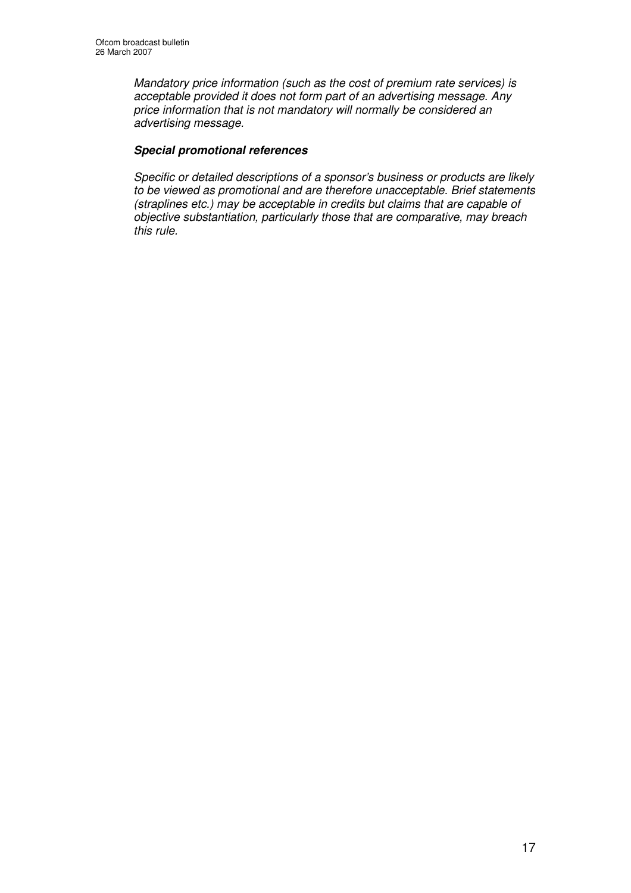*Mandatory price information (such as the cost of premium rate services) is acceptable provided it does not form part of an advertising message. Any price information that is not mandatory will normally be considered an advertising message.*

***Special promotional references***

*Specific or detailed descriptions of a sponsor's business or products are likely to be viewed as promotional and are therefore unacceptable. Brief statements (straplines etc.) may be acceptable in credits but claims that are capable of objective substantiation, particularly those that are comparative, may breach this rule.*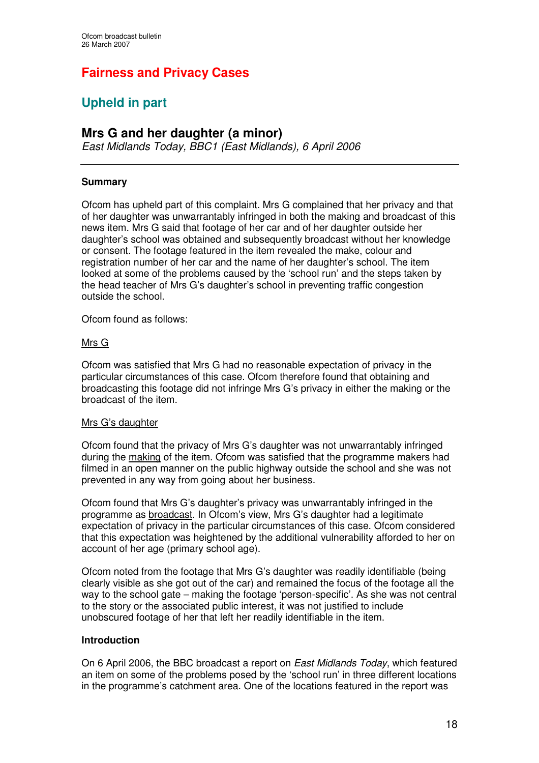# Fairness and Privacy Cases

## Upheld in part

### Mrs G and her daughter (a minor)

*East Midlands Today, BBC1 (East Midlands), 6 April 2006*

---

#### Summary

Ofcom has upheld part of this complaint. Mrs G complained that her privacy and that of her daughter was unwarrantably infringed in both the making and broadcast of this news item. Mrs G said that footage of her car and of her daughter outside her daughter's school was obtained and subsequently broadcast without her knowledge or consent. The footage featured in the item revealed the make, colour and registration number of her car and the name of her daughter's school. The item looked at some of the problems caused by the 'school run' and the steps taken by the head teacher of Mrs G's daughter's school in preventing traffic congestion outside the school.

Ofcom found as follows:

Mrs G

Ofcom was satisfied that Mrs G had no reasonable expectation of privacy in the particular circumstances of this case. Ofcom therefore found that obtaining and broadcasting this footage did not infringe Mrs G's privacy in either the making or the broadcast of the item.

Mrs G's daughter

Ofcom found that the privacy of Mrs G's daughter was not unwarrantably infringed during the making of the item. Ofcom was satisfied that the programme makers had filmed in an open manner on the public highway outside the school and she was not prevented in any way from going about her business.

Ofcom found that Mrs G's daughter's privacy was unwarrantably infringed in the programme as broadcast. In Ofcom's view, Mrs G's daughter had a legitimate expectation of privacy in the particular circumstances of this case. Ofcom considered that this expectation was heightened by the additional vulnerability afforded to her on account of her age (primary school age).

Ofcom noted from the footage that Mrs G's daughter was readily identifiable (being clearly visible as she got out of the car) and remained the focus of the footage all the way to the school gate – making the footage 'person-specific'. As she was not central to the story or the associated public interest, it was not justified to include unobscured footage of her that left her readily identifiable in the item.

#### Introduction

On 6 April 2006, the BBC broadcast a report on *East Midlands Today*, which featured an item on some of the problems posed by the 'school run' in three different locations in the programme's catchment area. One of the locations featured in the report was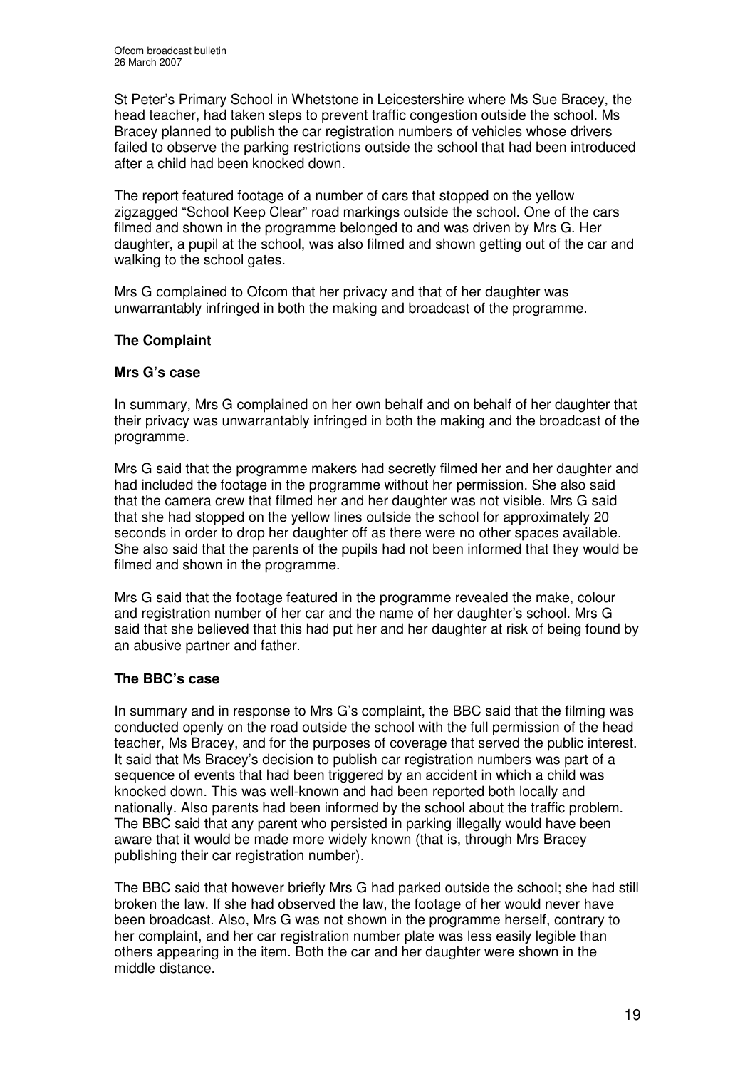St Peter's Primary School in Whetstone in Leicestershire where Ms Sue Bracey, the head teacher, had taken steps to prevent traffic congestion outside the school. Ms Bracey planned to publish the car registration numbers of vehicles whose drivers failed to observe the parking restrictions outside the school that had been introduced after a child had been knocked down.

The report featured footage of a number of cars that stopped on the yellow zigzagged "School Keep Clear" road markings outside the school. One of the cars filmed and shown in the programme belonged to and was driven by Mrs G. Her daughter, a pupil at the school, was also filmed and shown getting out of the car and walking to the school gates.

Mrs G complained to Ofcom that her privacy and that of her daughter was unwarrantably infringed in both the making and broadcast of the programme.

**The Complaint**

**Mrs G's case**

In summary, Mrs G complained on her own behalf and on behalf of her daughter that their privacy was unwarrantably infringed in both the making and the broadcast of the programme.

Mrs G said that the programme makers had secretly filmed her and her daughter and had included the footage in the programme without her permission. She also said that the camera crew that filmed her and her daughter was not visible. Mrs G said that she had stopped on the yellow lines outside the school for approximately 20 seconds in order to drop her daughter off as there were no other spaces available. She also said that the parents of the pupils had not been informed that they would be filmed and shown in the programme.

Mrs G said that the footage featured in the programme revealed the make, colour and registration number of her car and the name of her daughter's school. Mrs G said that she believed that this had put her and her daughter at risk of being found by an abusive partner and father.

**The BBC's case**

In summary and in response to Mrs G's complaint, the BBC said that the filming was conducted openly on the road outside the school with the full permission of the head teacher, Ms Bracey, and for the purposes of coverage that served the public interest. It said that Ms Bracey's decision to publish car registration numbers was part of a sequence of events that had been triggered by an accident in which a child was knocked down. This was well-known and had been reported both locally and nationally. Also parents had been informed by the school about the traffic problem. The BBC said that any parent who persisted in parking illegally would have been aware that it would be made more widely known (that is, through Mrs Bracey publishing their car registration number).

The BBC said that however briefly Mrs G had parked outside the school; she had still broken the law. If she had observed the law, the footage of her would never have been broadcast. Also, Mrs G was not shown in the programme herself, contrary to her complaint, and her car registration number plate was less easily legible than others appearing in the item. Both the car and her daughter were shown in the middle distance.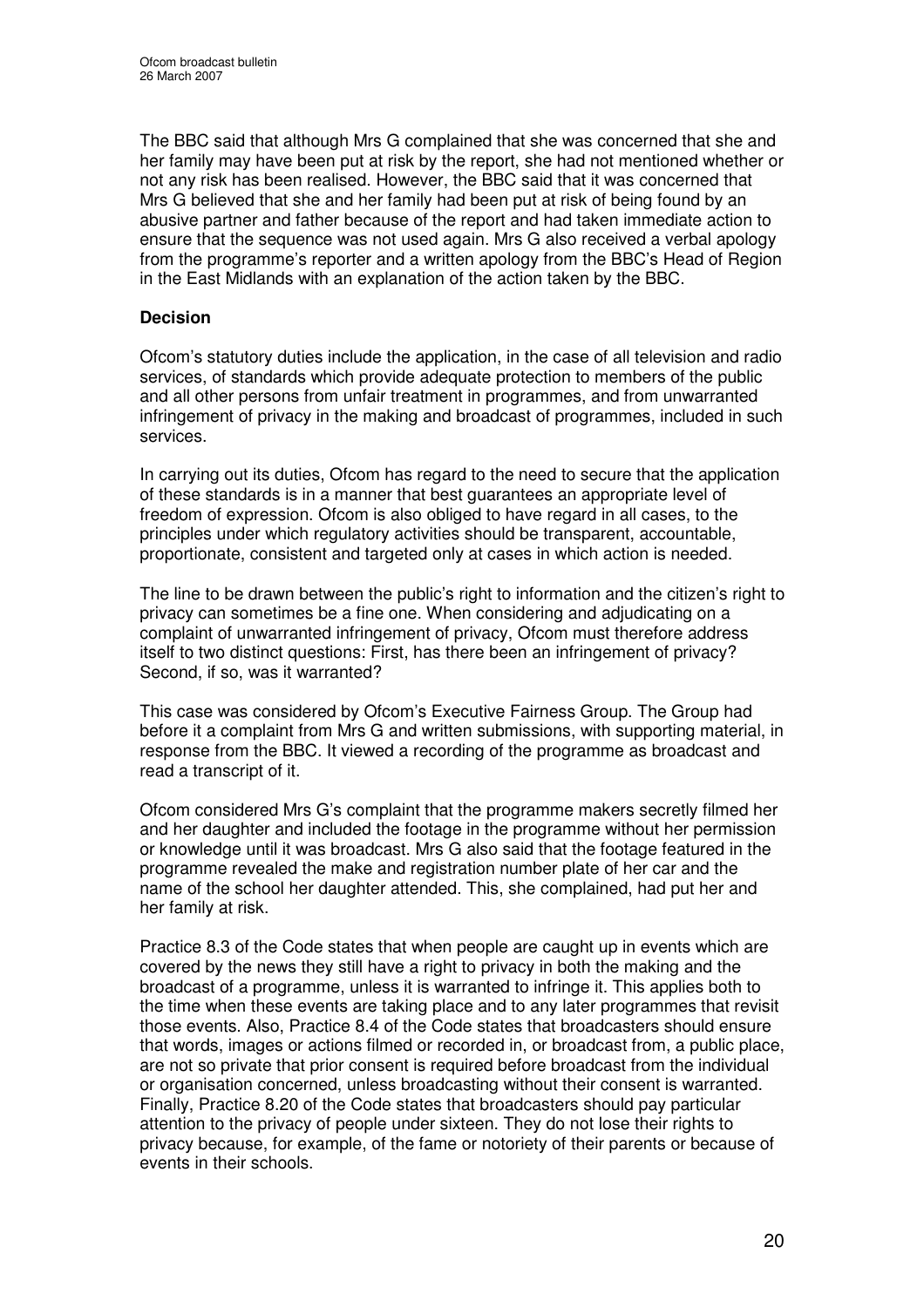The BBC said that although Mrs G complained that she was concerned that she and her family may have been put at risk by the report, she had not mentioned whether or not any risk has been realised. However, the BBC said that it was concerned that Mrs G believed that she and her family had been put at risk of being found by an abusive partner and father because of the report and had taken immediate action to ensure that the sequence was not used again. Mrs G also received a verbal apology from the programme's reporter and a written apology from the BBC's Head of Region in the East Midlands with an explanation of the action taken by the BBC.

**Decision**

Ofcom's statutory duties include the application, in the case of all television and radio services, of standards which provide adequate protection to members of the public and all other persons from unfair treatment in programmes, and from unwarranted infringement of privacy in the making and broadcast of programmes, included in such services.

In carrying out its duties, Ofcom has regard to the need to secure that the application of these standards is in a manner that best guarantees an appropriate level of freedom of expression. Ofcom is also obliged to have regard in all cases, to the principles under which regulatory activities should be transparent, accountable, proportionate, consistent and targeted only at cases in which action is needed.

The line to be drawn between the public's right to information and the citizen's right to privacy can sometimes be a fine one. When considering and adjudicating on a complaint of unwarranted infringement of privacy, Ofcom must therefore address itself to two distinct questions: First, has there been an infringement of privacy? Second, if so, was it warranted?

This case was considered by Ofcom's Executive Fairness Group. The Group had before it a complaint from Mrs G and written submissions, with supporting material, in response from the BBC. It viewed a recording of the programme as broadcast and read a transcript of it.

Ofcom considered Mrs G's complaint that the programme makers secretly filmed her and her daughter and included the footage in the programme without her permission or knowledge until it was broadcast. Mrs G also said that the footage featured in the programme revealed the make and registration number plate of her car and the name of the school her daughter attended. This, she complained, had put her and her family at risk.

Practice 8.3 of the Code states that when people are caught up in events which are covered by the news they still have a right to privacy in both the making and the broadcast of a programme, unless it is warranted to infringe it. This applies both to the time when these events are taking place and to any later programmes that revisit those events. Also, Practice 8.4 of the Code states that broadcasters should ensure that words, images or actions filmed or recorded in, or broadcast from, a public place, are not so private that prior consent is required before broadcast from the individual or organisation concerned, unless broadcasting without their consent is warranted. Finally, Practice 8.20 of the Code states that broadcasters should pay particular attention to the privacy of people under sixteen. They do not lose their rights to privacy because, for example, of the fame or notoriety of their parents or because of events in their schools.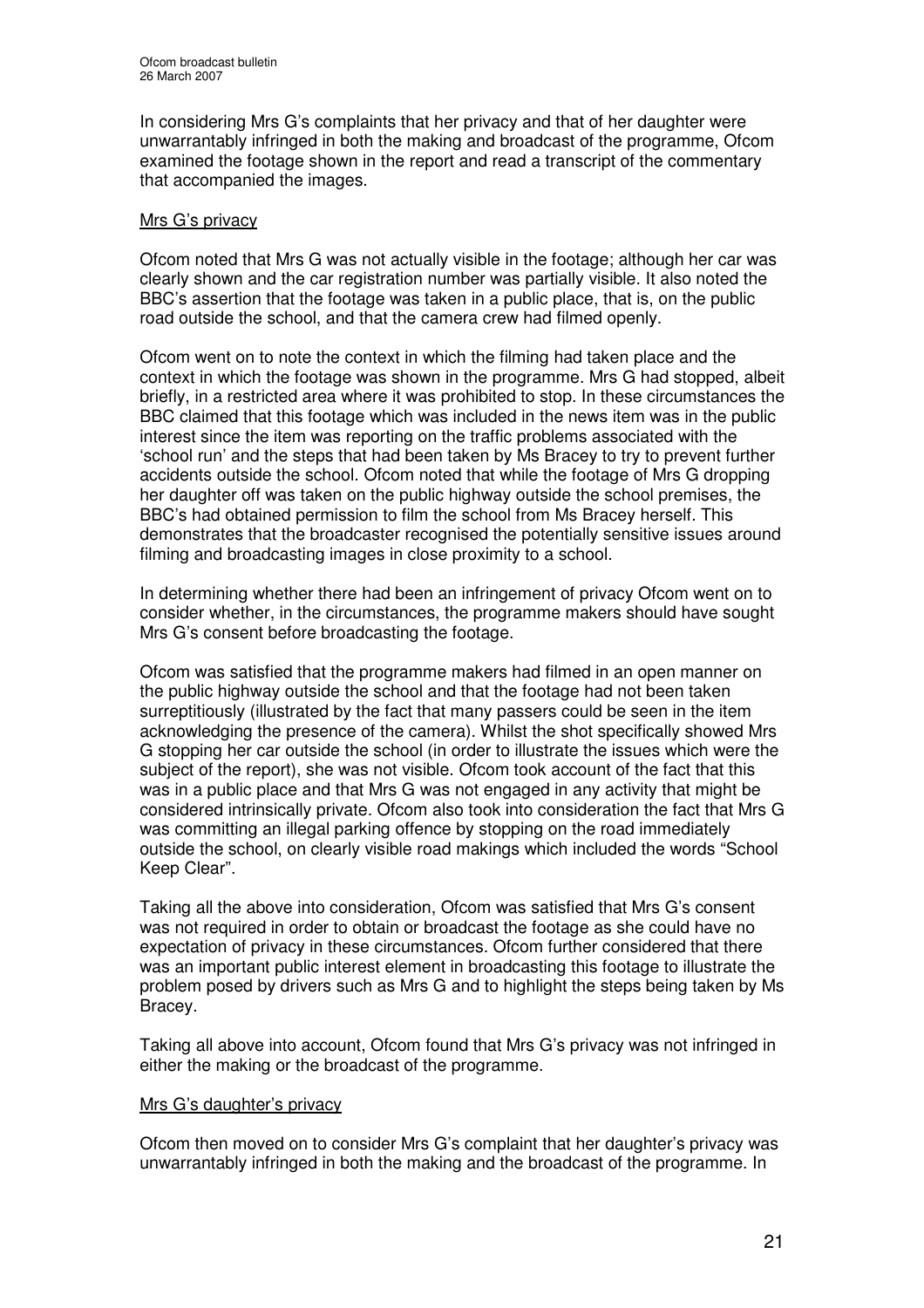In considering Mrs G's complaints that her privacy and that of her daughter were unwarrantably infringed in both the making and broadcast of the programme, Ofcom examined the footage shown in the report and read a transcript of the commentary that accompanied the images.

Mrs G's privacy

Ofcom noted that Mrs G was not actually visible in the footage; although her car was clearly shown and the car registration number was partially visible. It also noted the BBC's assertion that the footage was taken in a public place, that is, on the public road outside the school, and that the camera crew had filmed openly.

Ofcom went on to note the context in which the filming had taken place and the context in which the footage was shown in the programme. Mrs G had stopped, albeit briefly, in a restricted area where it was prohibited to stop. In these circumstances the BBC claimed that this footage which was included in the news item was in the public interest since the item was reporting on the traffic problems associated with the 'school run' and the steps that had been taken by Ms Bracey to try to prevent further accidents outside the school. Ofcom noted that while the footage of Mrs G dropping her daughter off was taken on the public highway outside the school premises, the BBC's had obtained permission to film the school from Ms Bracey herself. This demonstrates that the broadcaster recognised the potentially sensitive issues around filming and broadcasting images in close proximity to a school.

In determining whether there had been an infringement of privacy Ofcom went on to consider whether, in the circumstances, the programme makers should have sought Mrs G's consent before broadcasting the footage.

Ofcom was satisfied that the programme makers had filmed in an open manner on the public highway outside the school and that the footage had not been taken surreptitiously (illustrated by the fact that many passers could be seen in the item acknowledging the presence of the camera). Whilst the shot specifically showed Mrs G stopping her car outside the school (in order to illustrate the issues which were the subject of the report), she was not visible. Ofcom took account of the fact that this was in a public place and that Mrs G was not engaged in any activity that might be considered intrinsically private. Ofcom also took into consideration the fact that Mrs G was committing an illegal parking offence by stopping on the road immediately outside the school, on clearly visible road makings which included the words "School Keep Clear".

Taking all the above into consideration, Ofcom was satisfied that Mrs G's consent was not required in order to obtain or broadcast the footage as she could have no expectation of privacy in these circumstances. Ofcom further considered that there was an important public interest element in broadcasting this footage to illustrate the problem posed by drivers such as Mrs G and to highlight the steps being taken by Ms Bracey.

Taking all above into account, Ofcom found that Mrs G's privacy was not infringed in either the making or the broadcast of the programme.

Mrs G's daughter's privacy

Ofcom then moved on to consider Mrs G's complaint that her daughter's privacy was unwarrantably infringed in both the making and the broadcast of the programme. In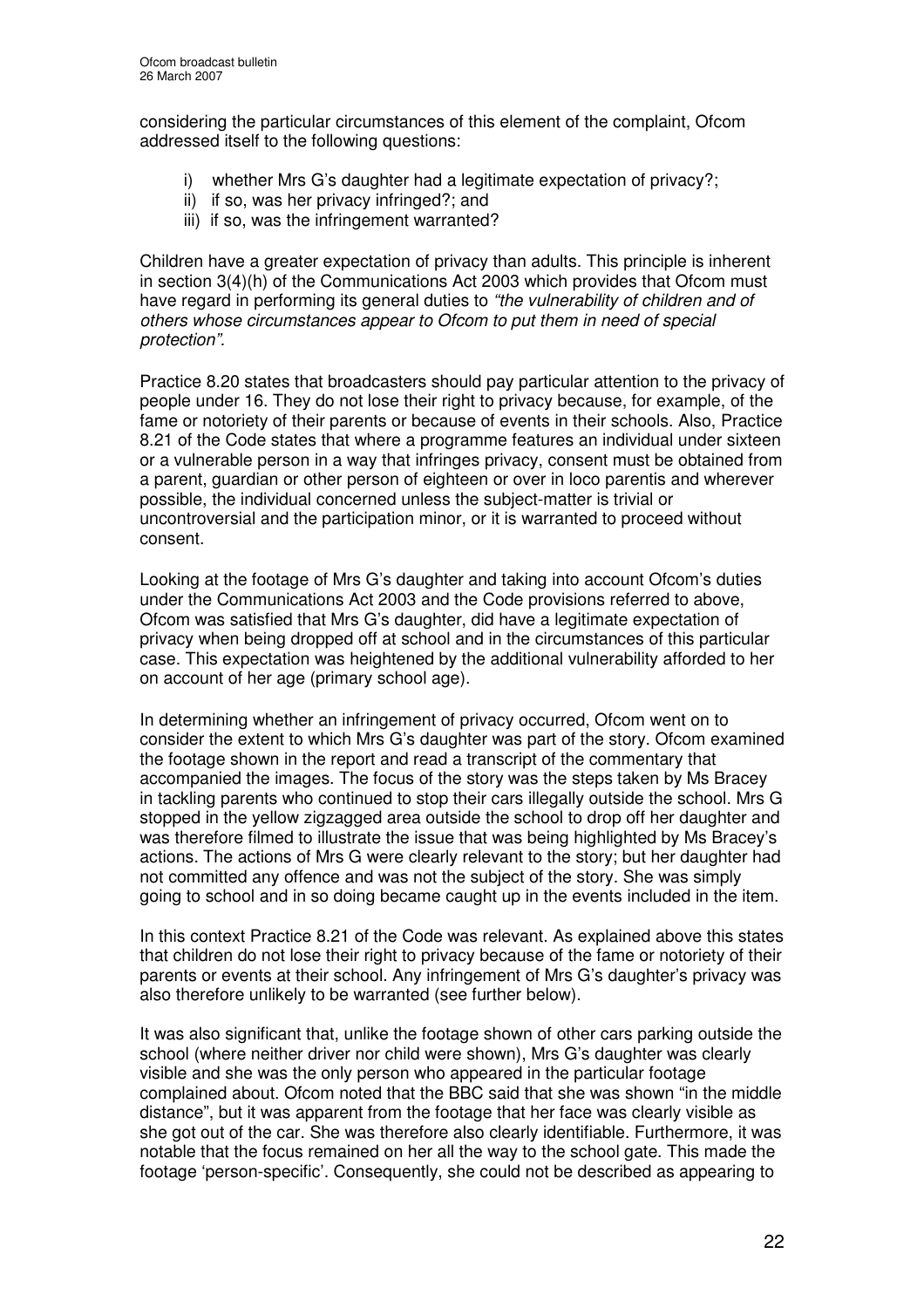considering the particular circumstances of this element of the complaint, Ofcom addressed itself to the following questions:

i) whether Mrs G's daughter had a legitimate expectation of privacy?;
ii) if so, was her privacy infringed?; and
iii) if so, was the infringement warranted?

Children have a greater expectation of privacy than adults. This principle is inherent in section 3(4)(h) of the Communications Act 2003 which provides that Ofcom must have regard in performing its general duties to *"the vulnerability of children and of others whose circumstances appear to Ofcom to put them in need of special protection".*

Practice 8.20 states that broadcasters should pay particular attention to the privacy of people under 16. They do not lose their right to privacy because, for example, of the fame or notoriety of their parents or because of events in their schools. Also, Practice 8.21 of the Code states that where a programme features an individual under sixteen or a vulnerable person in a way that infringes privacy, consent must be obtained from a parent, guardian or other person of eighteen or over in loco parentis and wherever possible, the individual concerned unless the subject-matter is trivial or uncontroversial and the participation minor, or it is warranted to proceed without consent.

Looking at the footage of Mrs G's daughter and taking into account Ofcom's duties under the Communications Act 2003 and the Code provisions referred to above, Ofcom was satisfied that Mrs G's daughter, did have a legitimate expectation of privacy when being dropped off at school and in the circumstances of this particular case. This expectation was heightened by the additional vulnerability afforded to her on account of her age (primary school age).

In determining whether an infringement of privacy occurred, Ofcom went on to consider the extent to which Mrs G's daughter was part of the story. Ofcom examined the footage shown in the report and read a transcript of the commentary that accompanied the images. The focus of the story was the steps taken by Ms Bracey in tackling parents who continued to stop their cars illegally outside the school. Mrs G stopped in the yellow zigzagged area outside the school to drop off her daughter and was therefore filmed to illustrate the issue that was being highlighted by Ms Bracey's actions. The actions of Mrs G were clearly relevant to the story; but her daughter had not committed any offence and was not the subject of the story. She was simply going to school and in so doing became caught up in the events included in the item.

In this context Practice 8.21 of the Code was relevant. As explained above this states that children do not lose their right to privacy because of the fame or notoriety of their parents or events at their school. Any infringement of Mrs G's daughter's privacy was also therefore unlikely to be warranted (see further below).

It was also significant that, unlike the footage shown of other cars parking outside the school (where neither driver nor child were shown), Mrs G's daughter was clearly visible and she was the only person who appeared in the particular footage complained about. Ofcom noted that the BBC said that she was shown "in the middle distance", but it was apparent from the footage that her face was clearly visible as she got out of the car. She was therefore also clearly identifiable. Furthermore, it was notable that the focus remained on her all the way to the school gate. This made the footage 'person-specific'. Consequently, she could not be described as appearing to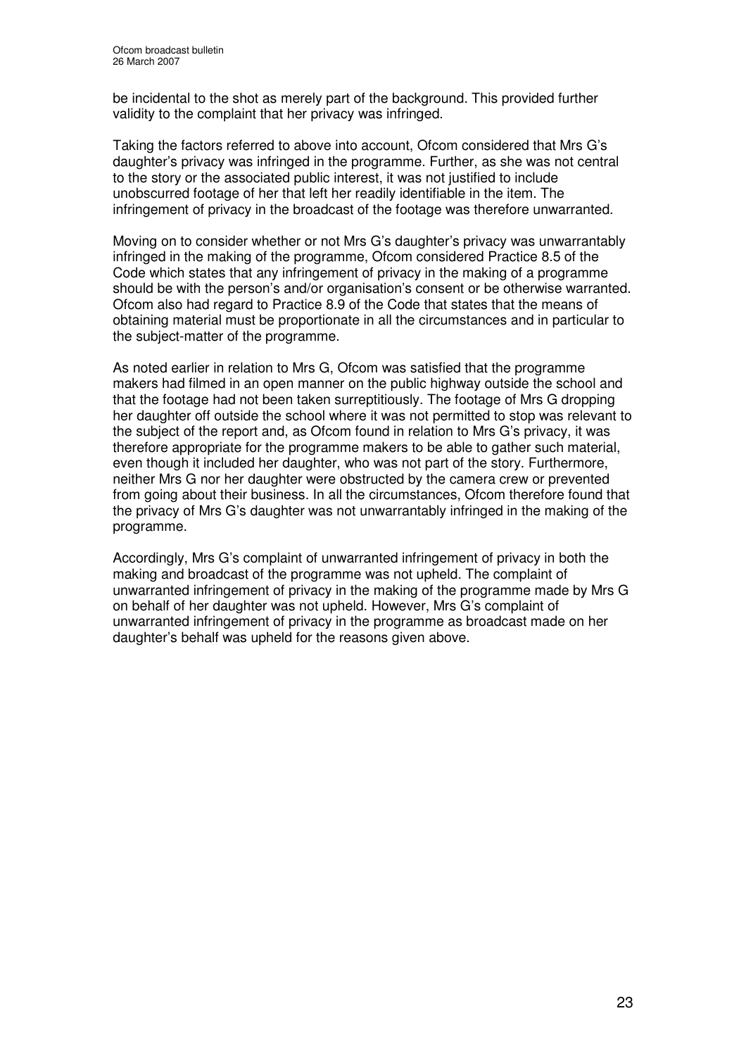be incidental to the shot as merely part of the background. This provided further validity to the complaint that her privacy was infringed.

Taking the factors referred to above into account, Ofcom considered that Mrs G's daughter's privacy was infringed in the programme. Further, as she was not central to the story or the associated public interest, it was not justified to include unobscurred footage of her that left her readily identifiable in the item. The infringement of privacy in the broadcast of the footage was therefore unwarranted.

Moving on to consider whether or not Mrs G's daughter's privacy was unwarrantably infringed in the making of the programme, Ofcom considered Practice 8.5 of the Code which states that any infringement of privacy in the making of a programme should be with the person's and/or organisation's consent or be otherwise warranted. Ofcom also had regard to Practice 8.9 of the Code that states that the means of obtaining material must be proportionate in all the circumstances and in particular to the subject-matter of the programme.

As noted earlier in relation to Mrs G, Ofcom was satisfied that the programme makers had filmed in an open manner on the public highway outside the school and that the footage had not been taken surreptitiously. The footage of Mrs G dropping her daughter off outside the school where it was not permitted to stop was relevant to the subject of the report and, as Ofcom found in relation to Mrs G's privacy, it was therefore appropriate for the programme makers to be able to gather such material, even though it included her daughter, who was not part of the story. Furthermore, neither Mrs G nor her daughter were obstructed by the camera crew or prevented from going about their business. In all the circumstances, Ofcom therefore found that the privacy of Mrs G's daughter was not unwarrantably infringed in the making of the programme.

Accordingly, Mrs G's complaint of unwarranted infringement of privacy in both the making and broadcast of the programme was not upheld. The complaint of unwarranted infringement of privacy in the making of the programme made by Mrs G on behalf of her daughter was not upheld. However, Mrs G's complaint of unwarranted infringement of privacy in the programme as broadcast made on her daughter's behalf was upheld for the reasons given above.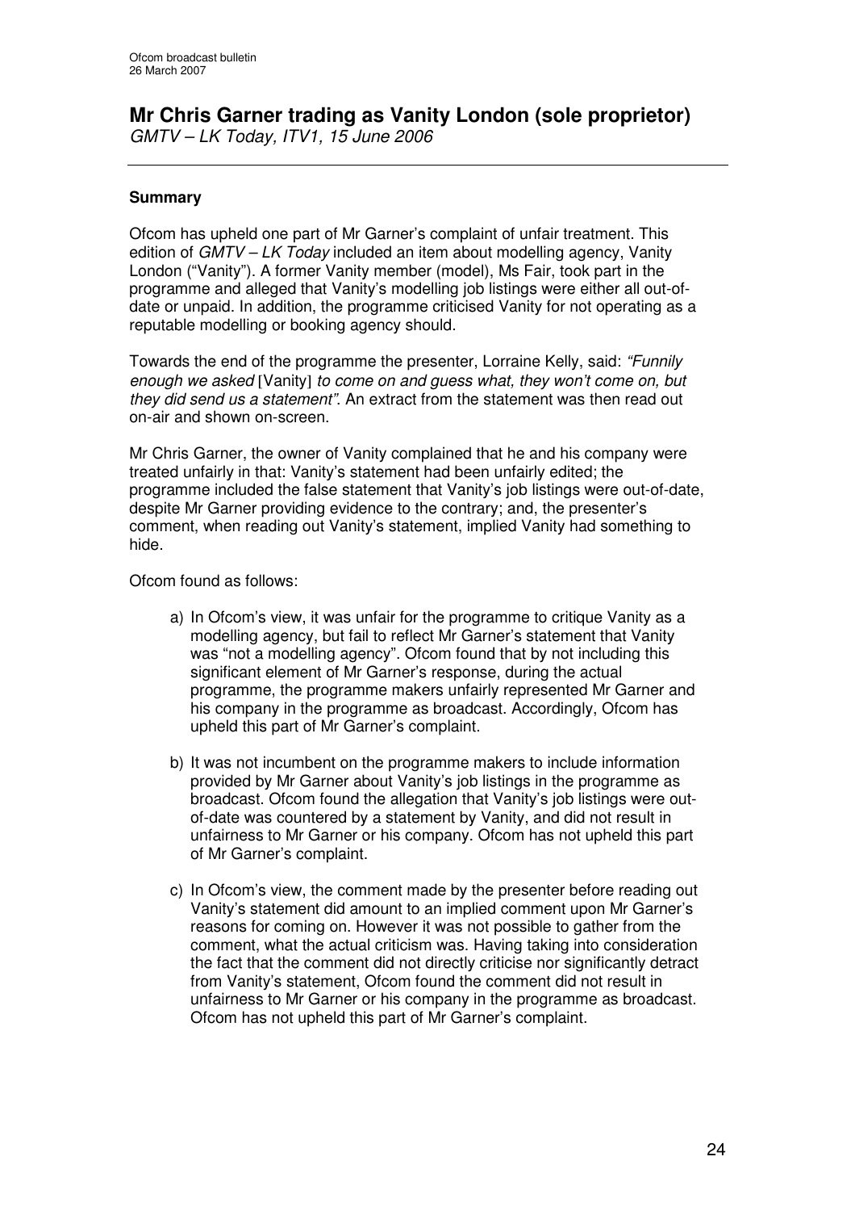# Mr Chris Garner trading as Vanity London (sole proprietor)

*GMTV – LK Today, ITV1, 15 June 2006*

---

**Summary**

Ofcom has upheld one part of Mr Garner's complaint of unfair treatment. This edition of *GMTV – LK Today* included an item about modelling agency, Vanity London ("Vanity"). A former Vanity member (model), Ms Fair, took part in the programme and alleged that Vanity's modelling job listings were either all out-of-date or unpaid. In addition, the programme criticised Vanity for not operating as a reputable modelling or booking agency should.

Towards the end of the programme the presenter, Lorraine Kelly, said: *"Funnily enough we asked* [Vanity] *to come on and guess what, they won't come on, but they did send us a statement".* An extract from the statement was then read out on-air and shown on-screen.

Mr Chris Garner, the owner of Vanity complained that he and his company were treated unfairly in that: Vanity's statement had been unfairly edited; the programme included the false statement that Vanity's job listings were out-of-date, despite Mr Garner providing evidence to the contrary; and, the presenter's comment, when reading out Vanity's statement, implied Vanity had something to hide.

Ofcom found as follows:

a) In Ofcom's view, it was unfair for the programme to critique Vanity as a modelling agency, but fail to reflect Mr Garner's statement that Vanity was "not a modelling agency". Ofcom found that by not including this significant element of Mr Garner's response, during the actual programme, the programme makers unfairly represented Mr Garner and his company in the programme as broadcast. Accordingly, Ofcom has upheld this part of Mr Garner's complaint.

b) It was not incumbent on the programme makers to include information provided by Mr Garner about Vanity's job listings in the programme as broadcast. Ofcom found the allegation that Vanity's job listings were out-of-date was countered by a statement by Vanity, and did not result in unfairness to Mr Garner or his company. Ofcom has not upheld this part of Mr Garner's complaint.

c) In Ofcom's view, the comment made by the presenter before reading out Vanity's statement did amount to an implied comment upon Mr Garner's reasons for coming on. However it was not possible to gather from the comment, what the actual criticism was. Having taking into consideration the fact that the comment did not directly criticise nor significantly detract from Vanity's statement, Ofcom found the comment did not result in unfairness to Mr Garner or his company in the programme as broadcast. Ofcom has not upheld this part of Mr Garner's complaint.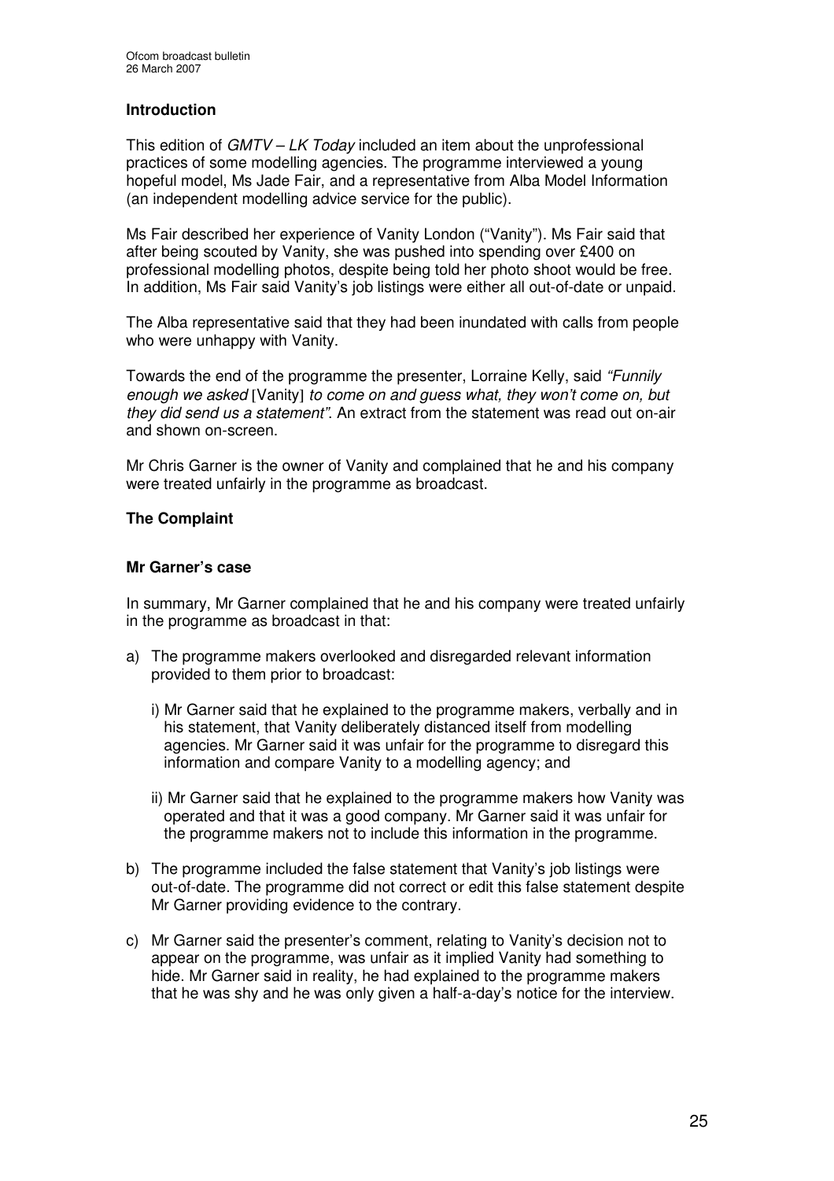### Introduction

This edition of *GMTV – LK Today* included an item about the unprofessional practices of some modelling agencies. The programme interviewed a young hopeful model, Ms Jade Fair, and a representative from Alba Model Information (an independent modelling advice service for the public).

Ms Fair described her experience of Vanity London ("Vanity"). Ms Fair said that after being scouted by Vanity, she was pushed into spending over £400 on professional modelling photos, despite being told her photo shoot would be free. In addition, Ms Fair said Vanity's job listings were either all out-of-date or unpaid.

The Alba representative said that they had been inundated with calls from people who were unhappy with Vanity.

Towards the end of the programme the presenter, Lorraine Kelly, said *"Funnily enough we asked* [Vanity] *to come on and guess what, they won't come on, but they did send us a statement"*. An extract from the statement was read out on-air and shown on-screen.

Mr Chris Garner is the owner of Vanity and complained that he and his company were treated unfairly in the programme as broadcast.

### The Complaint

#### Mr Garner's case

In summary, Mr Garner complained that he and his company were treated unfairly in the programme as broadcast in that:

a) The programme makers overlooked and disregarded relevant information provided to them prior to broadcast:

   i) Mr Garner said that he explained to the programme makers, verbally and in his statement, that Vanity deliberately distanced itself from modelling agencies. Mr Garner said it was unfair for the programme to disregard this information and compare Vanity to a modelling agency; and

   ii) Mr Garner said that he explained to the programme makers how Vanity was operated and that it was a good company. Mr Garner said it was unfair for the programme makers not to include this information in the programme.

b) The programme included the false statement that Vanity's job listings were out-of-date. The programme did not correct or edit this false statement despite Mr Garner providing evidence to the contrary.

c) Mr Garner said the presenter's comment, relating to Vanity's decision not to appear on the programme, was unfair as it implied Vanity had something to hide. Mr Garner said in reality, he had explained to the programme makers that he was shy and he was only given a half-a-day's notice for the interview.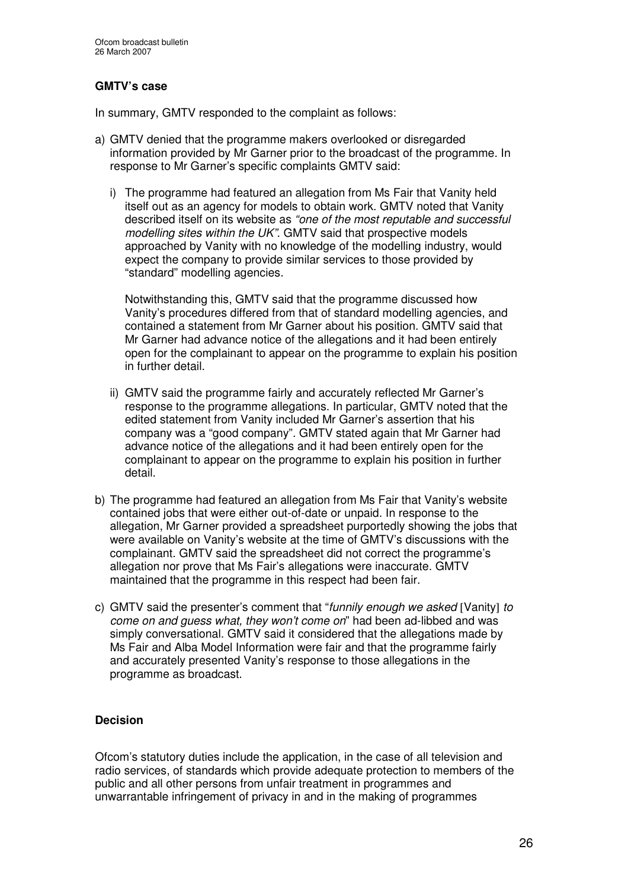### GMTV's case

In summary, GMTV responded to the complaint as follows:

a) GMTV denied that the programme makers overlooked or disregarded information provided by Mr Garner prior to the broadcast of the programme. In response to Mr Garner's specific complaints GMTV said:

   i) The programme had featured an allegation from Ms Fair that Vanity held itself out as an agency for models to obtain work. GMTV noted that Vanity described itself on its website as *"one of the most reputable and successful modelling sites within the UK"*. GMTV said that prospective models approached by Vanity with no knowledge of the modelling industry, would expect the company to provide similar services to those provided by "standard" modelling agencies.

   Notwithstanding this, GMTV said that the programme discussed how Vanity's procedures differed from that of standard modelling agencies, and contained a statement from Mr Garner about his position. GMTV said that Mr Garner had advance notice of the allegations and it had been entirely open for the complainant to appear on the programme to explain his position in further detail.

   ii) GMTV said the programme fairly and accurately reflected Mr Garner's response to the programme allegations. In particular, GMTV noted that the edited statement from Vanity included Mr Garner's assertion that his company was a "good company". GMTV stated again that Mr Garner had advance notice of the allegations and it had been entirely open for the complainant to appear on the programme to explain his position in further detail.

b) The programme had featured an allegation from Ms Fair that Vanity's website contained jobs that were either out-of-date or unpaid. In response to the allegation, Mr Garner provided a spreadsheet purportedly showing the jobs that were available on Vanity's website at the time of GMTV's discussions with the complainant. GMTV said the spreadsheet did not correct the programme's allegation nor prove that Ms Fair's allegations were inaccurate. GMTV maintained that the programme in this respect had been fair.

c) GMTV said the presenter's comment that "*funnily enough we asked* [Vanity] *to come on and guess what, they won't come on*" had been ad-libbed and was simply conversational. GMTV said it considered that the allegations made by Ms Fair and Alba Model Information were fair and that the programme fairly and accurately presented Vanity's response to those allegations in the programme as broadcast.

### Decision

Ofcom's statutory duties include the application, in the case of all television and radio services, of standards which provide adequate protection to members of the public and all other persons from unfair treatment in programmes and unwarrantable infringement of privacy in and in the making of programmes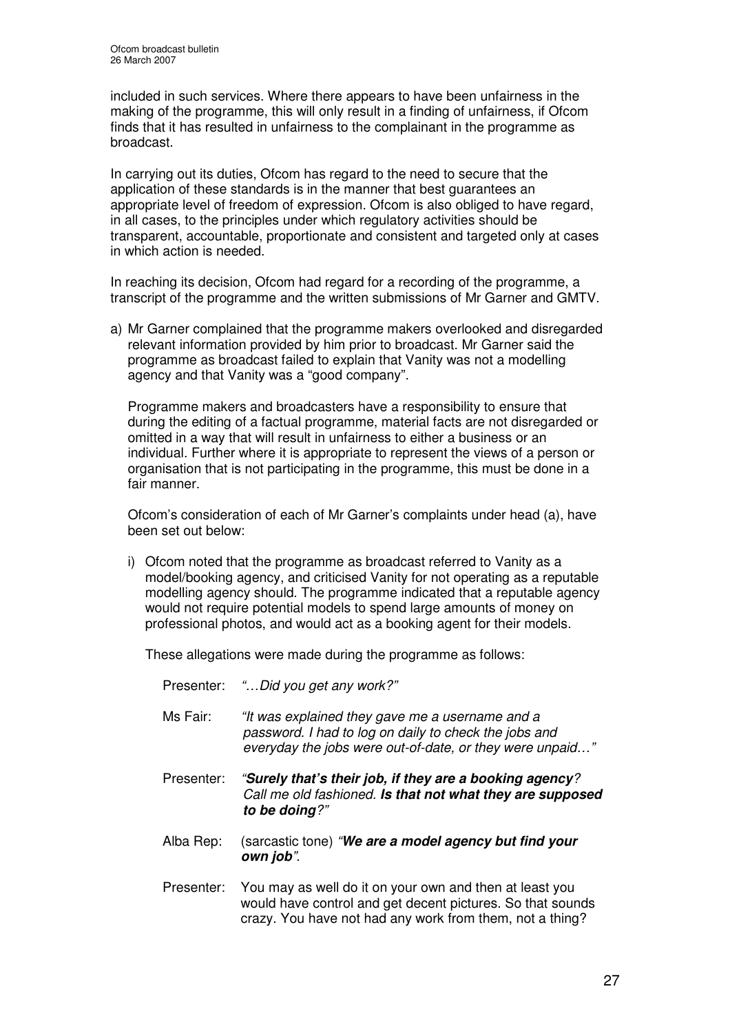included in such services. Where there appears to have been unfairness in the making of the programme, this will only result in a finding of unfairness, if Ofcom finds that it has resulted in unfairness to the complainant in the programme as broadcast.

In carrying out its duties, Ofcom has regard to the need to secure that the application of these standards is in the manner that best guarantees an appropriate level of freedom of expression. Ofcom is also obliged to have regard, in all cases, to the principles under which regulatory activities should be transparent, accountable, proportionate and consistent and targeted only at cases in which action is needed.

In reaching its decision, Ofcom had regard for a recording of the programme, a transcript of the programme and the written submissions of Mr Garner and GMTV.

a) Mr Garner complained that the programme makers overlooked and disregarded relevant information provided by him prior to broadcast. Mr Garner said the programme as broadcast failed to explain that Vanity was not a modelling agency and that Vanity was a "good company".

   Programme makers and broadcasters have a responsibility to ensure that during the editing of a factual programme, material facts are not disregarded or omitted in a way that will result in unfairness to either a business or an individual. Further where it is appropriate to represent the views of a person or organisation that is not participating in the programme, this must be done in a fair manner.

   Ofcom's consideration of each of Mr Garner's complaints under head (a), have been set out below:

   i) Ofcom noted that the programme as broadcast referred to Vanity as a model/booking agency, and criticised Vanity for not operating as a reputable modelling agency should. The programme indicated that a reputable agency would not require potential models to spend large amounts of money on professional photos, and would act as a booking agent for their models.

      These allegations were made during the programme as follows:

      Presenter: *"…Did you get any work?"*

      Ms Fair: *"It was explained they gave me a username and a password. I had to log on daily to check the jobs and everyday the jobs were out-of-date, or they were unpaid…"*

      Presenter: *"**Surely that's their job, if they are a booking agency**? Call me old fashioned. **Is that not what they are supposed to be doing**?"*

      Alba Rep: (sarcastic tone) *"**We are a model agency but find your own job**".*

      Presenter: You may as well do it on your own and then at least you would have control and get decent pictures. So that sounds crazy. You have not had any work from them, not a thing?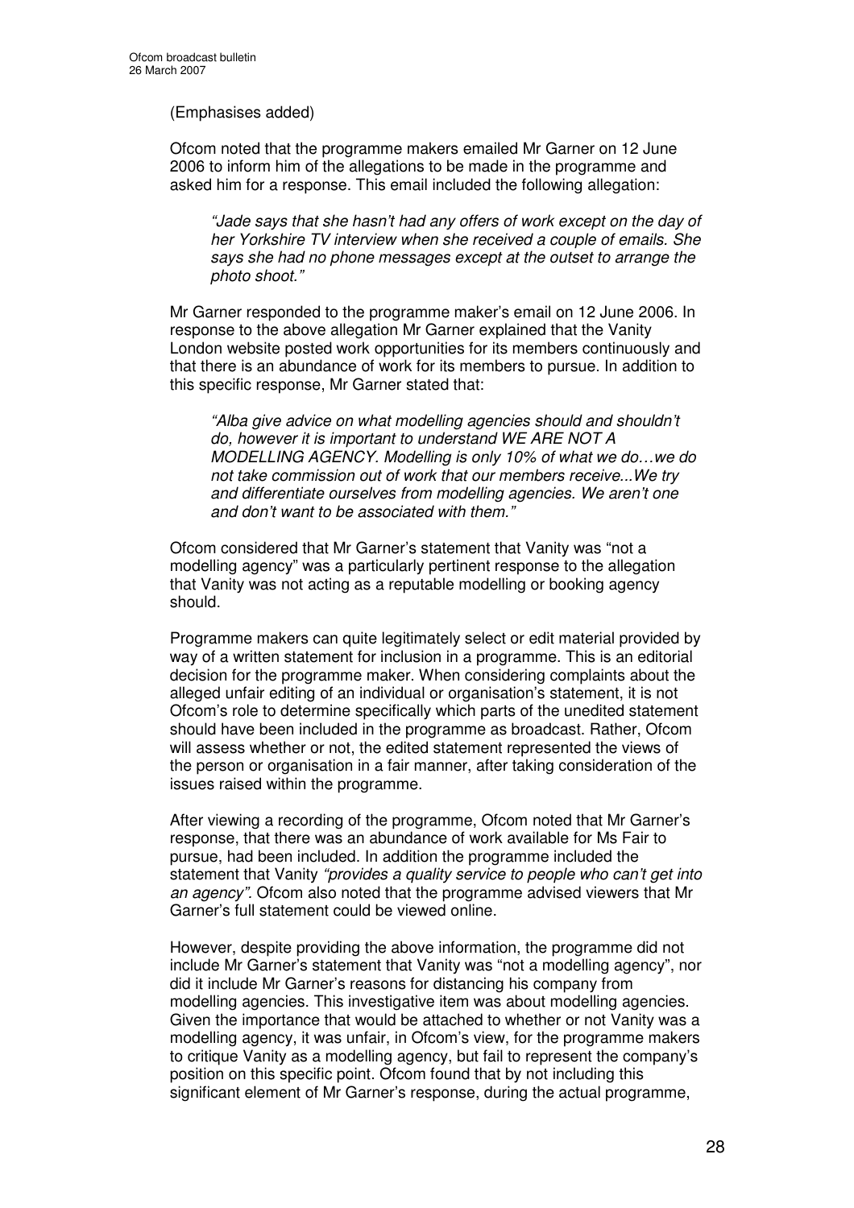(Emphasises added)

Ofcom noted that the programme makers emailed Mr Garner on 12 June 2006 to inform him of the allegations to be made in the programme and asked him for a response. This email included the following allegation:

> *"Jade says that she hasn't had any offers of work except on the day of her Yorkshire TV interview when she received a couple of emails. She says she had no phone messages except at the outset to arrange the photo shoot."*

Mr Garner responded to the programme maker's email on 12 June 2006. In response to the above allegation Mr Garner explained that the Vanity London website posted work opportunities for its members continuously and that there is an abundance of work for its members to pursue. In addition to this specific response, Mr Garner stated that:

> *"Alba give advice on what modelling agencies should and shouldn't do, however it is important to understand WE ARE NOT A MODELLING AGENCY. Modelling is only 10% of what we do…we do not take commission out of work that our members receive...We try and differentiate ourselves from modelling agencies. We aren't one and don't want to be associated with them."*

Ofcom considered that Mr Garner's statement that Vanity was "not a modelling agency" was a particularly pertinent response to the allegation that Vanity was not acting as a reputable modelling or booking agency should.

Programme makers can quite legitimately select or edit material provided by way of a written statement for inclusion in a programme. This is an editorial decision for the programme maker. When considering complaints about the alleged unfair editing of an individual or organisation's statement, it is not Ofcom's role to determine specifically which parts of the unedited statement should have been included in the programme as broadcast. Rather, Ofcom will assess whether or not, the edited statement represented the views of the person or organisation in a fair manner, after taking consideration of the issues raised within the programme.

After viewing a recording of the programme, Ofcom noted that Mr Garner's response, that there was an abundance of work available for Ms Fair to pursue, had been included. In addition the programme included the statement that Vanity *"provides a quality service to people who can't get into an agency"*. Ofcom also noted that the programme advised viewers that Mr Garner's full statement could be viewed online.

However, despite providing the above information, the programme did not include Mr Garner's statement that Vanity was "not a modelling agency", nor did it include Mr Garner's reasons for distancing his company from modelling agencies. This investigative item was about modelling agencies. Given the importance that would be attached to whether or not Vanity was a modelling agency, it was unfair, in Ofcom's view, for the programme makers to critique Vanity as a modelling agency, but fail to represent the company's position on this specific point. Ofcom found that by not including this significant element of Mr Garner's response, during the actual programme,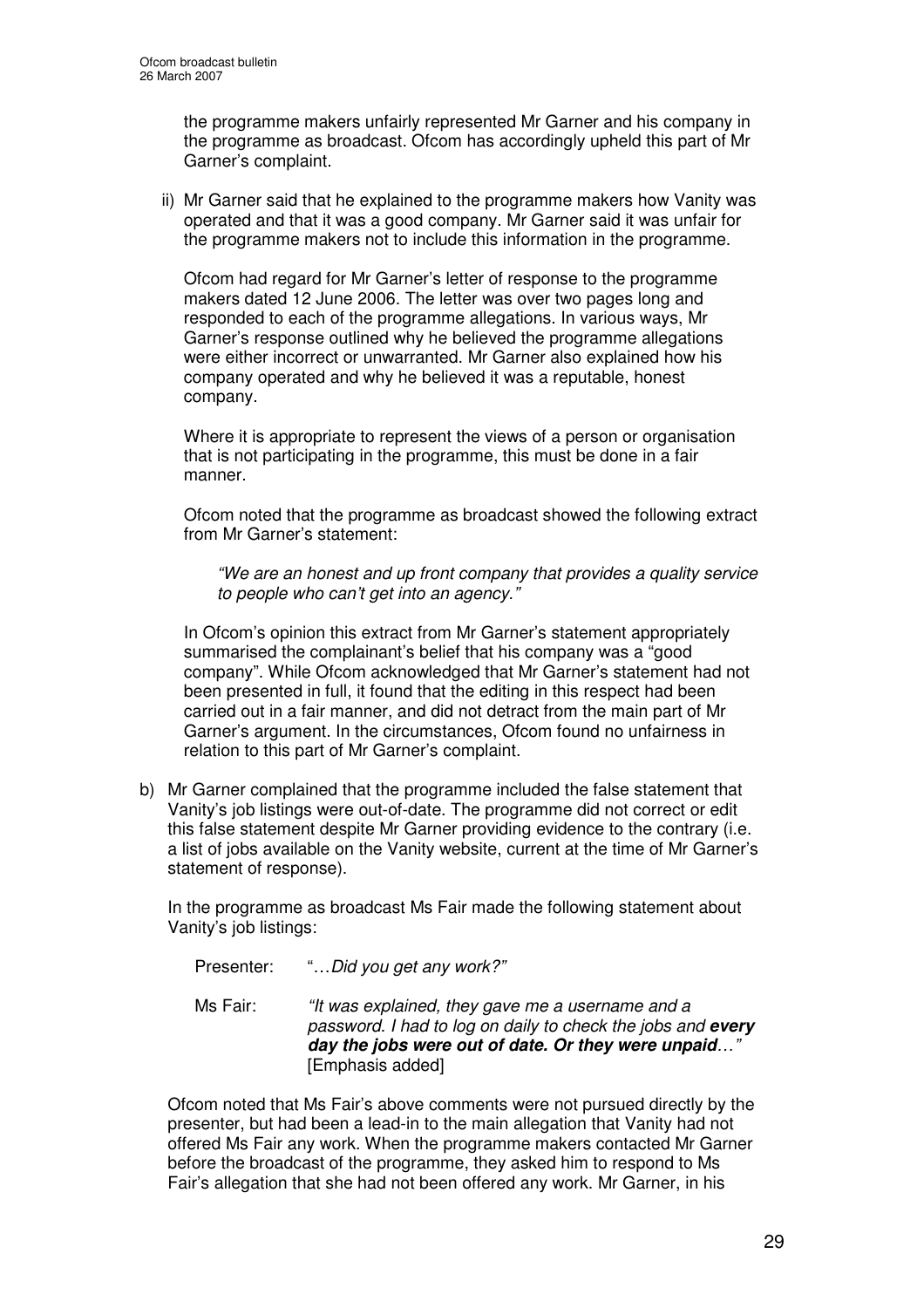the programme makers unfairly represented Mr Garner and his company in the programme as broadcast. Ofcom has accordingly upheld this part of Mr Garner's complaint.

ii) Mr Garner said that he explained to the programme makers how Vanity was operated and that it was a good company. Mr Garner said it was unfair for the programme makers not to include this information in the programme.

Ofcom had regard for Mr Garner's letter of response to the programme makers dated 12 June 2006. The letter was over two pages long and responded to each of the programme allegations. In various ways, Mr Garner's response outlined why he believed the programme allegations were either incorrect or unwarranted. Mr Garner also explained how his company operated and why he believed it was a reputable, honest company.

Where it is appropriate to represent the views of a person or organisation that is not participating in the programme, this must be done in a fair manner.

Ofcom noted that the programme as broadcast showed the following extract from Mr Garner's statement:

> *"We are an honest and up front company that provides a quality service to people who can't get into an agency."*

In Ofcom's opinion this extract from Mr Garner's statement appropriately summarised the complainant's belief that his company was a "good company". While Ofcom acknowledged that Mr Garner's statement had not been presented in full, it found that the editing in this respect had been carried out in a fair manner, and did not detract from the main part of Mr Garner's argument. In the circumstances, Ofcom found no unfairness in relation to this part of Mr Garner's complaint.

b) Mr Garner complained that the programme included the false statement that Vanity's job listings were out-of-date. The programme did not correct or edit this false statement despite Mr Garner providing evidence to the contrary (i.e. a list of jobs available on the Vanity website, current at the time of Mr Garner's statement of response).

In the programme as broadcast Ms Fair made the following statement about Vanity's job listings:

Presenter: "…*Did you get any work?"*

Ms Fair: *"It was explained, they gave me a username and a password. I had to log on daily to check the jobs and **every day the jobs were out of date. Or they were unpaid**…"* [Emphasis added]

Ofcom noted that Ms Fair's above comments were not pursued directly by the presenter, but had been a lead-in to the main allegation that Vanity had not offered Ms Fair any work. When the programme makers contacted Mr Garner before the broadcast of the programme, they asked him to respond to Ms Fair's allegation that she had not been offered any work. Mr Garner, in his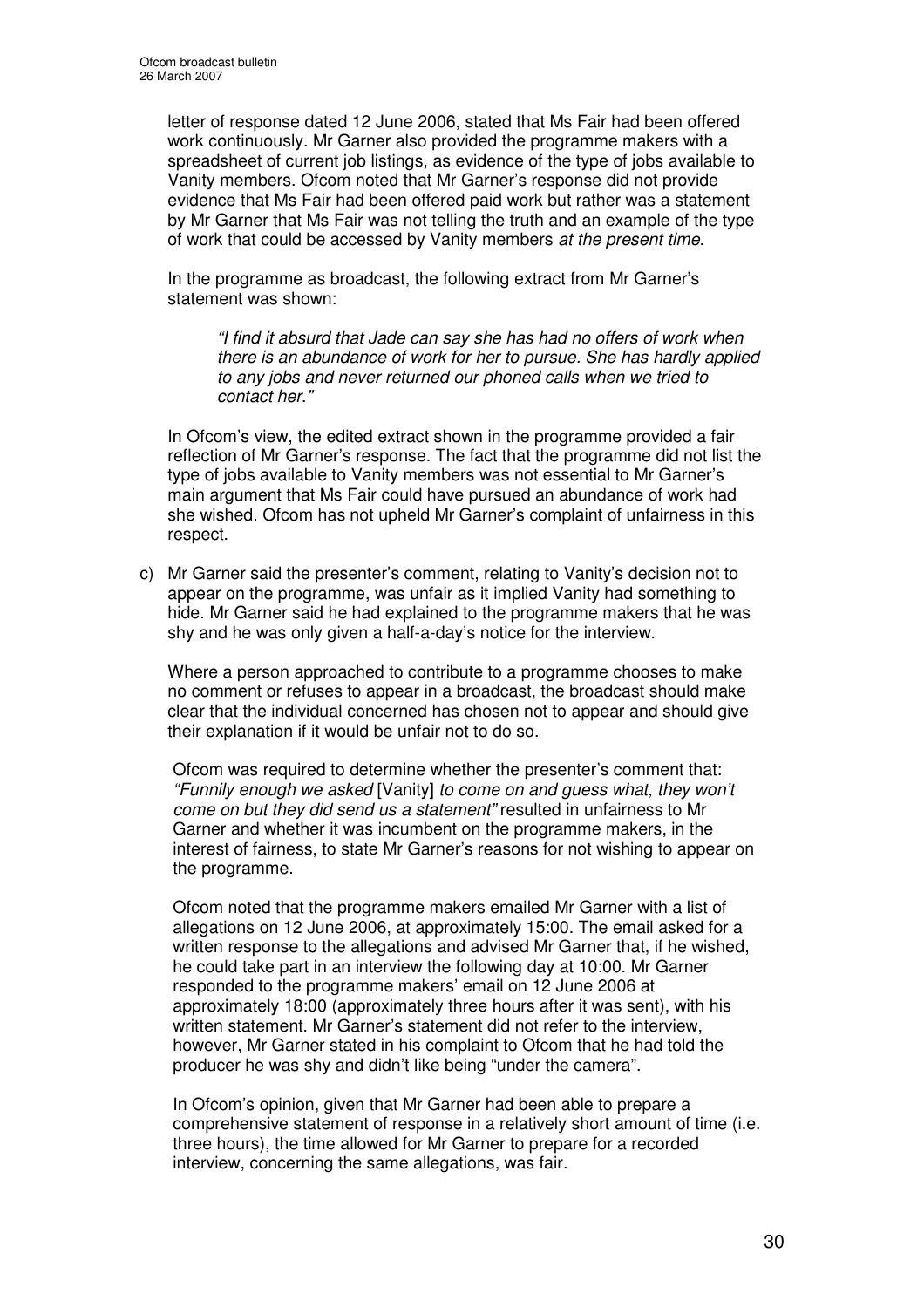letter of response dated 12 June 2006, stated that Ms Fair had been offered work continuously. Mr Garner also provided the programme makers with a spreadsheet of current job listings, as evidence of the type of jobs available to Vanity members. Ofcom noted that Mr Garner's response did not provide evidence that Ms Fair had been offered paid work but rather was a statement by Mr Garner that Ms Fair was not telling the truth and an example of the type of work that could be accessed by Vanity members *at the present time*.

In the programme as broadcast, the following extract from Mr Garner's statement was shown:

> *"I find it absurd that Jade can say she has had no offers of work when there is an abundance of work for her to pursue. She has hardly applied to any jobs and never returned our phoned calls when we tried to contact her."*

In Ofcom's view, the edited extract shown in the programme provided a fair reflection of Mr Garner's response. The fact that the programme did not list the type of jobs available to Vanity members was not essential to Mr Garner's main argument that Ms Fair could have pursued an abundance of work had she wished. Ofcom has not upheld Mr Garner's complaint of unfairness in this respect.

c) Mr Garner said the presenter's comment, relating to Vanity's decision not to appear on the programme, was unfair as it implied Vanity had something to hide. Mr Garner said he had explained to the programme makers that he was shy and he was only given a half-a-day's notice for the interview.

   Where a person approached to contribute to a programme chooses to make no comment or refuses to appear in a broadcast, the broadcast should make clear that the individual concerned has chosen not to appear and should give their explanation if it would be unfair not to do so.

   Ofcom was required to determine whether the presenter's comment that: *"Funnily enough we asked* [Vanity] *to come on and guess what, they won't come on but they did send us a statement"* resulted in unfairness to Mr Garner and whether it was incumbent on the programme makers, in the interest of fairness, to state Mr Garner's reasons for not wishing to appear on the programme.

   Ofcom noted that the programme makers emailed Mr Garner with a list of allegations on 12 June 2006, at approximately 15:00. The email asked for a written response to the allegations and advised Mr Garner that, if he wished, he could take part in an interview the following day at 10:00. Mr Garner responded to the programme makers' email on 12 June 2006 at approximately 18:00 (approximately three hours after it was sent), with his written statement. Mr Garner's statement did not refer to the interview, however, Mr Garner stated in his complaint to Ofcom that he had told the producer he was shy and didn't like being "under the camera".

   In Ofcom's opinion, given that Mr Garner had been able to prepare a comprehensive statement of response in a relatively short amount of time (i.e. three hours), the time allowed for Mr Garner to prepare for a recorded interview, concerning the same allegations, was fair.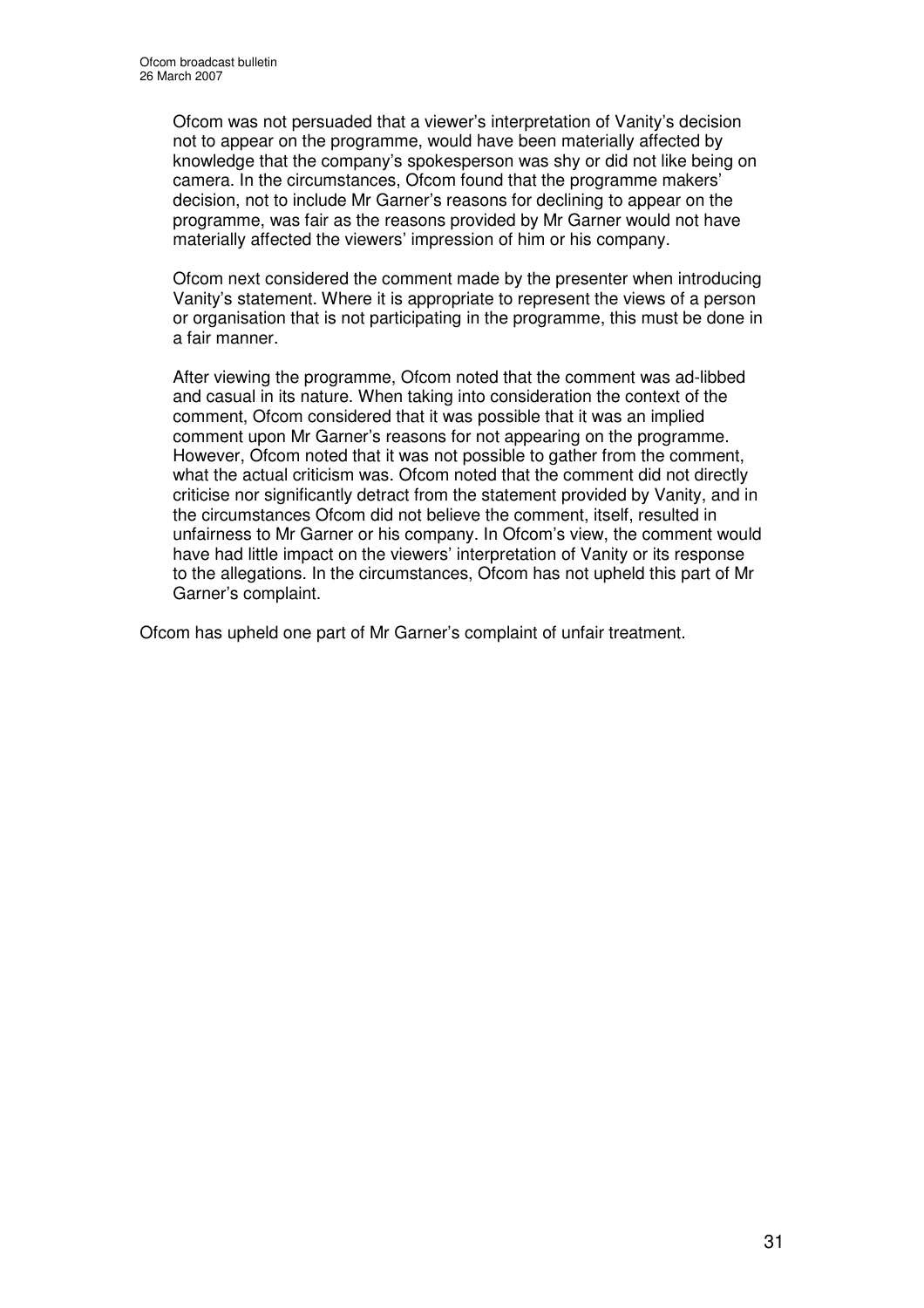Ofcom was not persuaded that a viewer's interpretation of Vanity's decision not to appear on the programme, would have been materially affected by knowledge that the company's spokesperson was shy or did not like being on camera. In the circumstances, Ofcom found that the programme makers' decision, not to include Mr Garner's reasons for declining to appear on the programme, was fair as the reasons provided by Mr Garner would not have materially affected the viewers' impression of him or his company.

Ofcom next considered the comment made by the presenter when introducing Vanity's statement. Where it is appropriate to represent the views of a person or organisation that is not participating in the programme, this must be done in a fair manner.

After viewing the programme, Ofcom noted that the comment was ad-libbed and casual in its nature. When taking into consideration the context of the comment, Ofcom considered that it was possible that it was an implied comment upon Mr Garner's reasons for not appearing on the programme. However, Ofcom noted that it was not possible to gather from the comment, what the actual criticism was. Ofcom noted that the comment did not directly criticise nor significantly detract from the statement provided by Vanity, and in the circumstances Ofcom did not believe the comment, itself, resulted in unfairness to Mr Garner or his company. In Ofcom's view, the comment would have had little impact on the viewers' interpretation of Vanity or its response to the allegations. In the circumstances, Ofcom has not upheld this part of Mr Garner's complaint.

Ofcom has upheld one part of Mr Garner's complaint of unfair treatment.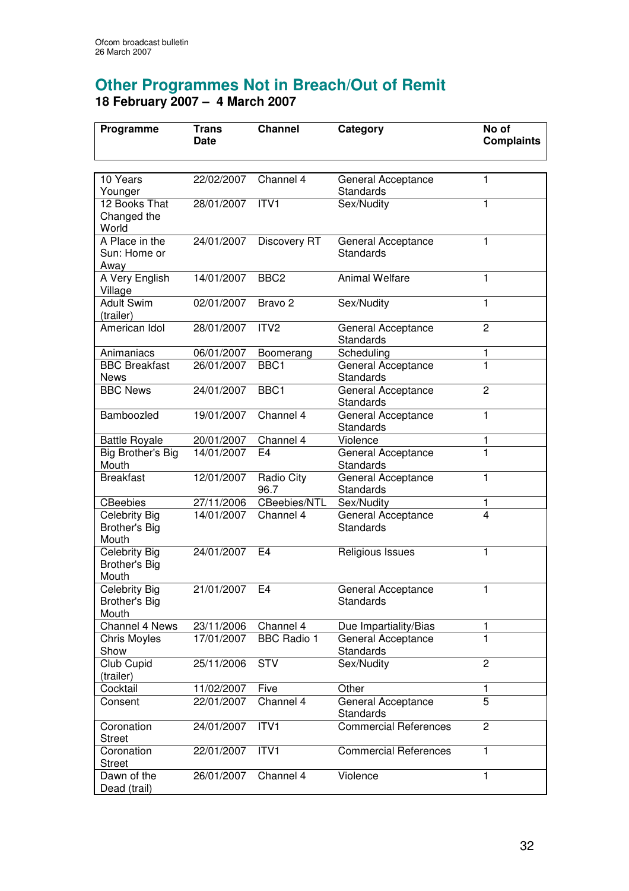## Other Programmes Not in Breach/Out of Remit

**18 February 2007 – 4 March 2007**

| Programme | Trans Date | Channel | Category | No of Complaints |
|---|---|---|---|---|
| 10 Years Younger | 22/02/2007 | Channel 4 | General Acceptance Standards | 1 |
| 12 Books That Changed the World | 28/01/2007 | ITV1 | Sex/Nudity | 1 |
| A Place in the Sun: Home or Away | 24/01/2007 | Discovery RT | General Acceptance Standards | 1 |
| A Very English Village | 14/01/2007 | BBC2 | Animal Welfare | 1 |
| Adult Swim (trailer) | 02/01/2007 | Bravo 2 | Sex/Nudity | 1 |
| American Idol | 28/01/2007 | ITV2 | General Acceptance Standards | 2 |
| Animaniacs | 06/01/2007 | Boomerang | Scheduling | 1 |
| BBC Breakfast News | 26/01/2007 | BBC1 | General Acceptance Standards | 1 |
| BBC News | 24/01/2007 | BBC1 | General Acceptance Standards | 2 |
| Bamboozled | 19/01/2007 | Channel 4 | General Acceptance Standards | 1 |
| Battle Royale | 20/01/2007 | Channel 4 | Violence | 1 |
| Big Brother's Big Mouth | 14/01/2007 | E4 | General Acceptance Standards | 1 |
| Breakfast | 12/01/2007 | Radio City 96.7 | General Acceptance Standards | 1 |
| CBeebies | 27/11/2006 | CBeebies/NTL | Sex/Nudity | 1 |
| Celebrity Big Brother's Big Mouth | 14/01/2007 | Channel 4 | General Acceptance Standards | 4 |
| Celebrity Big Brother's Big Mouth | 24/01/2007 | E4 | Religious Issues | 1 |
| Celebrity Big Brother's Big Mouth | 21/01/2007 | E4 | General Acceptance Standards | 1 |
| Channel 4 News | 23/11/2006 | Channel 4 | Due Impartiality/Bias | 1 |
| Chris Moyles Show | 17/01/2007 | BBC Radio 1 | General Acceptance Standards | 1 |
| Club Cupid (trailer) | 25/11/2006 | STV | Sex/Nudity | 2 |
| Cocktail | 11/02/2007 | Five | Other | 1 |
| Consent | 22/01/2007 | Channel 4 | General Acceptance Standards | 5 |
| Coronation Street | 24/01/2007 | ITV1 | Commercial References | 2 |
| Coronation Street | 22/01/2007 | ITV1 | Commercial References | 1 |
| Dawn of the Dead (trail) | 26/01/2007 | Channel 4 | Violence | 1 |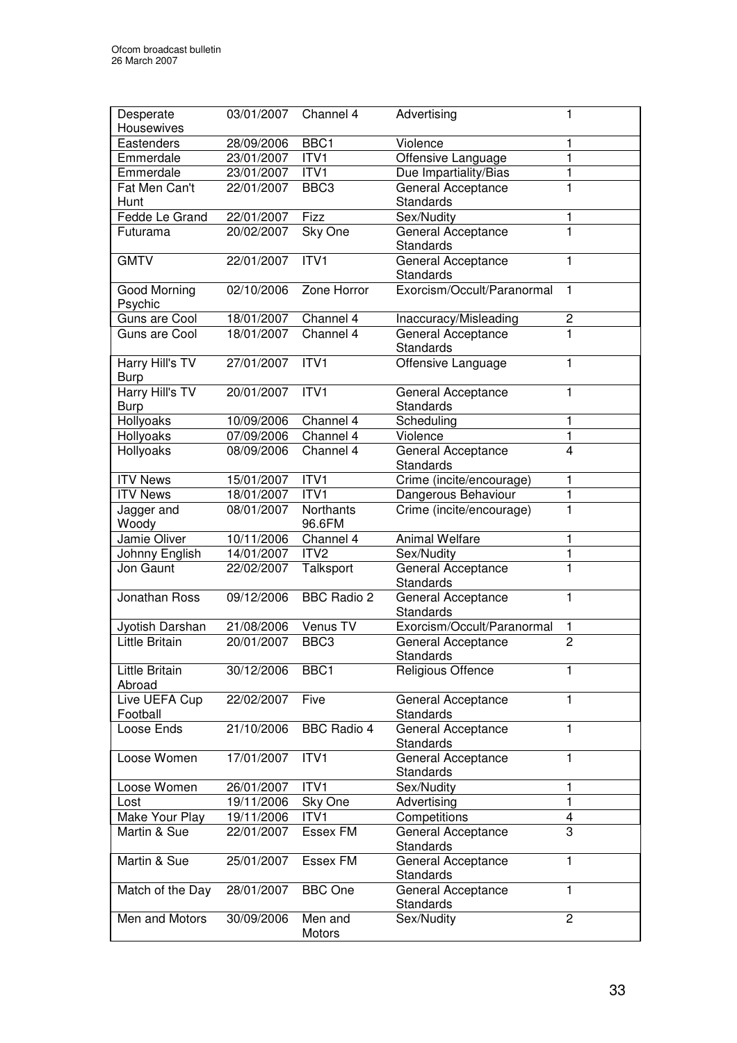| Desperate Housewives | 03/01/2007 | Channel 4 | Advertising | 1 |
|---|---|---|---|---|
| Eastenders | 28/09/2006 | BBC1 | Violence | 1 |
| Emmerdale | 23/01/2007 | ITV1 | Offensive Language | 1 |
| Emmerdale | 23/01/2007 | ITV1 | Due Impartiality/Bias | 1 |
| Fat Men Can't Hunt | 22/01/2007 | BBC3 | General Acceptance Standards | 1 |
| Fedde Le Grand | 22/01/2007 | Fizz | Sex/Nudity | 1 |
| Futurama | 20/02/2007 | Sky One | General Acceptance Standards | 1 |
| GMTV | 22/01/2007 | ITV1 | General Acceptance Standards | 1 |
| Good Morning Psychic | 02/10/2006 | Zone Horror | Exorcism/Occult/Paranormal | 1 |
| Guns are Cool | 18/01/2007 | Channel 4 | Inaccuracy/Misleading | 2 |
| Guns are Cool | 18/01/2007 | Channel 4 | General Acceptance Standards | 1 |
| Harry Hill's TV Burp | 27/01/2007 | ITV1 | Offensive Language | 1 |
| Harry Hill's TV Burp | 20/01/2007 | ITV1 | General Acceptance Standards | 1 |
| Hollyoaks | 10/09/2006 | Channel 4 | Scheduling | 1 |
| Hollyoaks | 07/09/2006 | Channel 4 | Violence | 1 |
| Hollyoaks | 08/09/2006 | Channel 4 | General Acceptance Standards | 4 |
| ITV News | 15/01/2007 | ITV1 | Crime (incite/encourage) | 1 |
| ITV News | 18/01/2007 | ITV1 | Dangerous Behaviour | 1 |
| Jagger and Woody | 08/01/2007 | Northants 96.6FM | Crime (incite/encourage) | 1 |
| Jamie Oliver | 10/11/2006 | Channel 4 | Animal Welfare | 1 |
| Johnny English | 14/01/2007 | ITV2 | Sex/Nudity | 1 |
| Jon Gaunt | 22/02/2007 | Talksport | General Acceptance Standards | 1 |
| Jonathan Ross | 09/12/2006 | BBC Radio 2 | General Acceptance Standards | 1 |
| Jyotish Darshan | 21/08/2006 | Venus TV | Exorcism/Occult/Paranormal | 1 |
| Little Britain | 20/01/2007 | BBC3 | General Acceptance Standards | 2 |
| Little Britain Abroad | 30/12/2006 | BBC1 | Religious Offence | 1 |
| Live UEFA Cup Football | 22/02/2007 | Five | General Acceptance Standards | 1 |
| Loose Ends | 21/10/2006 | BBC Radio 4 | General Acceptance Standards | 1 |
| Loose Women | 17/01/2007 | ITV1 | General Acceptance Standards | 1 |
| Loose Women | 26/01/2007 | ITV1 | Sex/Nudity | 1 |
| Lost | 19/11/2006 | Sky One | Advertising | 1 |
| Make Your Play | 19/11/2006 | ITV1 | Competitions | 4 |
| Martin & Sue | 22/01/2007 | Essex FM | General Acceptance Standards | 3 |
| Martin & Sue | 25/01/2007 | Essex FM | General Acceptance Standards | 1 |
| Match of the Day | 28/01/2007 | BBC One | General Acceptance Standards | 1 |
| Men and Motors | 30/09/2006 | Men and Motors | Sex/Nudity | 2 |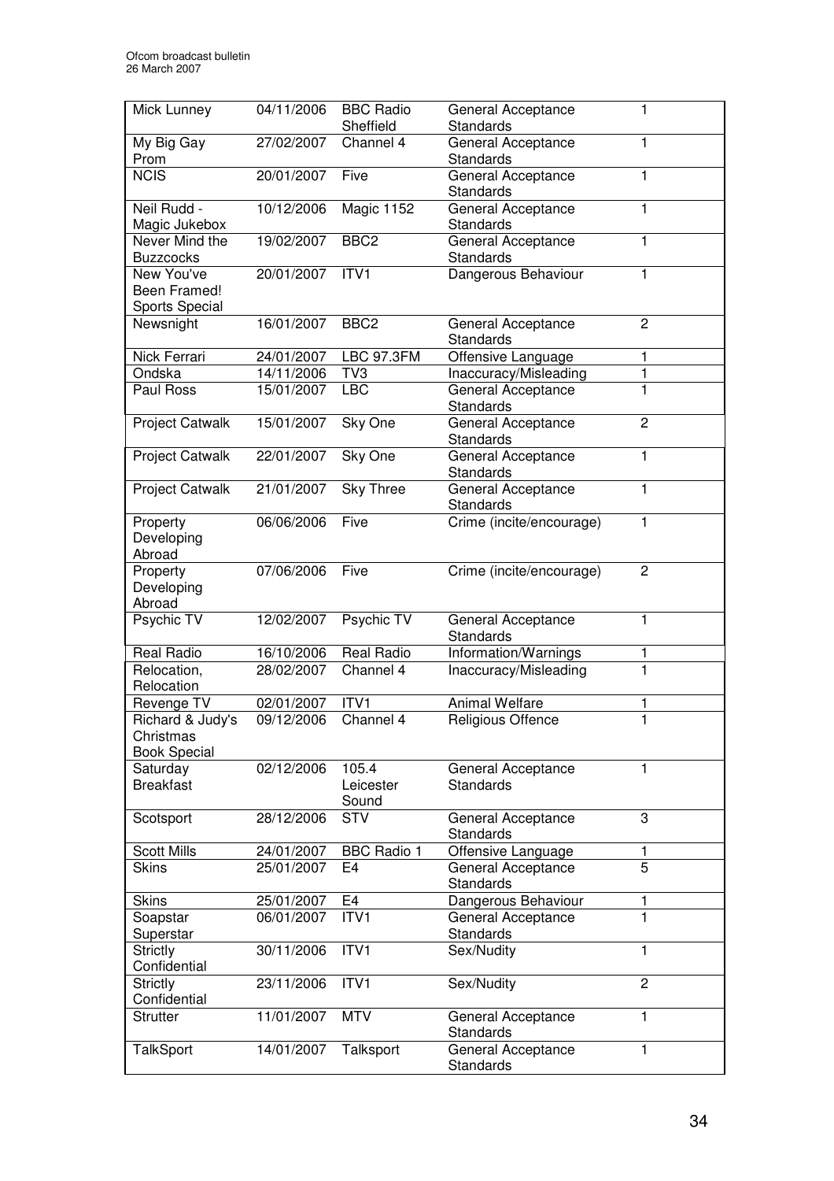| Mick Lunney | 04/11/2006 | BBC Radio Sheffield | General Acceptance Standards | 1 |
|---|---|---|---|---|
| My Big Gay Prom | 27/02/2007 | Channel 4 | General Acceptance Standards | 1 |
| NCIS | 20/01/2007 | Five | General Acceptance Standards | 1 |
| Neil Rudd - Magic Jukebox | 10/12/2006 | Magic 1152 | General Acceptance Standards | 1 |
| Never Mind the Buzzcocks | 19/02/2007 | BBC2 | General Acceptance Standards | 1 |
| New You've Been Framed! Sports Special | 20/01/2007 | ITV1 | Dangerous Behaviour | 1 |
| Newsnight | 16/01/2007 | BBC2 | General Acceptance Standards | 2 |
| Nick Ferrari | 24/01/2007 | LBC 97.3FM | Offensive Language | 1 |
| Ondska | 14/11/2006 | TV3 | Inaccuracy/Misleading | 1 |
| Paul Ross | 15/01/2007 | LBC | General Acceptance Standards | 1 |
| Project Catwalk | 15/01/2007 | Sky One | General Acceptance Standards | 2 |
| Project Catwalk | 22/01/2007 | Sky One | General Acceptance Standards | 1 |
| Project Catwalk | 21/01/2007 | Sky Three | General Acceptance Standards | 1 |
| Property Developing Abroad | 06/06/2006 | Five | Crime (incite/encourage) | 1 |
| Property Developing Abroad | 07/06/2006 | Five | Crime (incite/encourage) | 2 |
| Psychic TV | 12/02/2007 | Psychic TV | General Acceptance Standards | 1 |
| Real Radio | 16/10/2006 | Real Radio | Information/Warnings | 1 |
| Relocation, Relocation | 28/02/2007 | Channel 4 | Inaccuracy/Misleading | 1 |
| Revenge TV | 02/01/2007 | ITV1 | Animal Welfare | 1 |
| Richard & Judy's Christmas Book Special | 09/12/2006 | Channel 4 | Religious Offence | 1 |
| Saturday Breakfast | 02/12/2006 | 105.4 Leicester Sound | General Acceptance Standards | 1 |
| Scotsport | 28/12/2006 | STV | General Acceptance Standards | 3 |
| Scott Mills | 24/01/2007 | BBC Radio 1 | Offensive Language | 1 |
| Skins | 25/01/2007 | E4 | General Acceptance Standards | 5 |
| Skins | 25/01/2007 | E4 | Dangerous Behaviour | 1 |
| Soapstar Superstar | 06/01/2007 | ITV1 | General Acceptance Standards | 1 |
| Strictly Confidential | 30/11/2006 | ITV1 | Sex/Nudity | 1 |
| Strictly Confidential | 23/11/2006 | ITV1 | Sex/Nudity | 2 |
| Strutter | 11/01/2007 | MTV | General Acceptance Standards | 1 |
| TalkSport | 14/01/2007 | Talksport | General Acceptance Standards | 1 |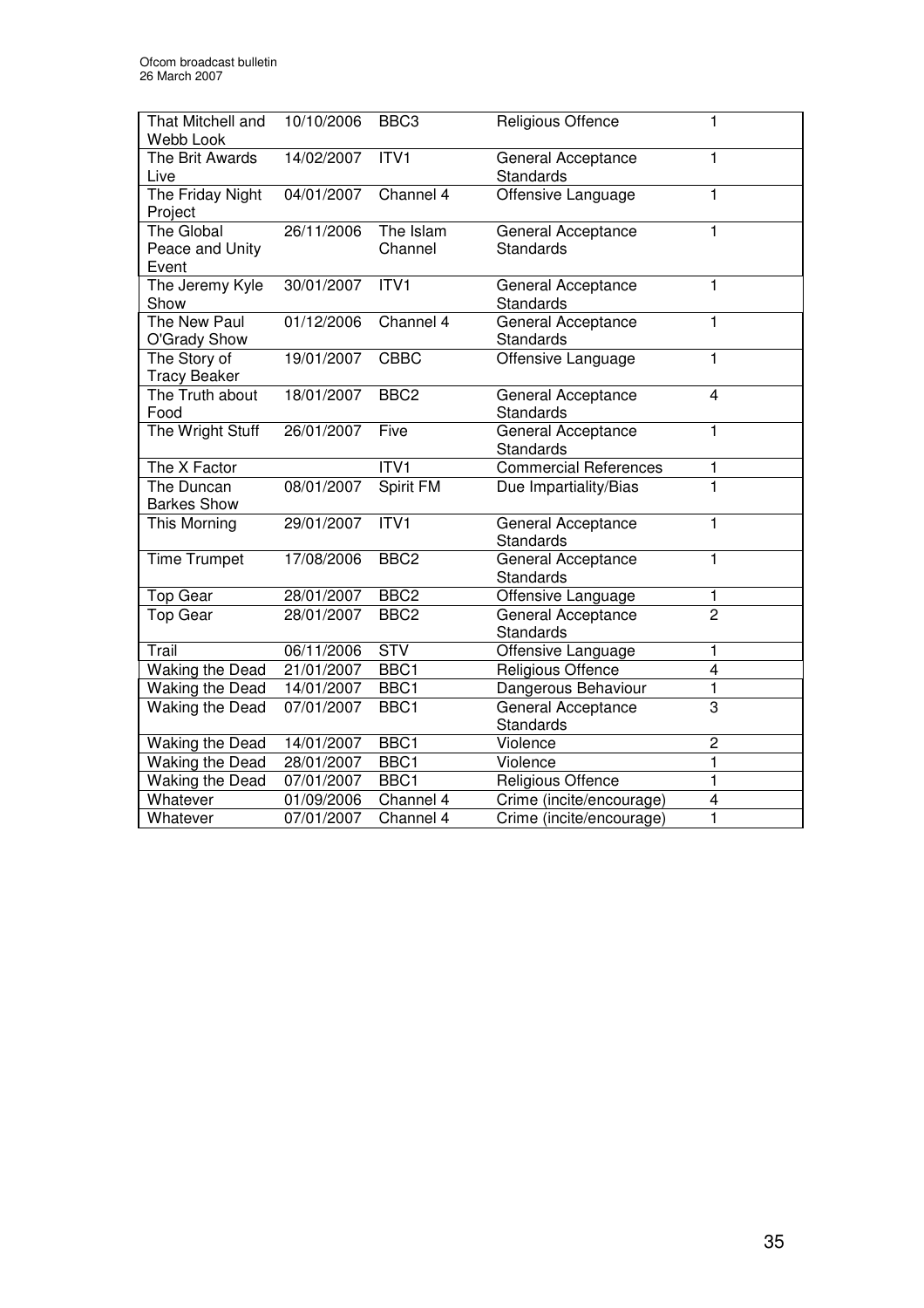| | | | | |
|---|---|---|---|---|
| That Mitchell and Webb Look | 10/10/2006 | BBC3 | Religious Offence | 1 |
| The Brit Awards Live | 14/02/2007 | ITV1 | General Acceptance Standards | 1 |
| The Friday Night Project | 04/01/2007 | Channel 4 | Offensive Language | 1 |
| The Global Peace and Unity Event | 26/11/2006 | The Islam Channel | General Acceptance Standards | 1 |
| The Jeremy Kyle Show | 30/01/2007 | ITV1 | General Acceptance Standards | 1 |
| The New Paul O'Grady Show | 01/12/2006 | Channel 4 | General Acceptance Standards | 1 |
| The Story of Tracy Beaker | 19/01/2007 | CBBC | Offensive Language | 1 |
| The Truth about Food | 18/01/2007 | BBC2 | General Acceptance Standards | 4 |
| The Wright Stuff | 26/01/2007 | Five | General Acceptance Standards | 1 |
| The X Factor | | ITV1 | Commercial References | 1 |
| The Duncan Barkes Show | 08/01/2007 | Spirit FM | Due Impartiality/Bias | 1 |
| This Morning | 29/01/2007 | ITV1 | General Acceptance Standards | 1 |
| Time Trumpet | 17/08/2006 | BBC2 | General Acceptance Standards | 1 |
| Top Gear | 28/01/2007 | BBC2 | Offensive Language | 1 |
| Top Gear | 28/01/2007 | BBC2 | General Acceptance Standards | 2 |
| Trail | 06/11/2006 | STV | Offensive Language | 1 |
| Waking the Dead | 21/01/2007 | BBC1 | Religious Offence | 4 |
| Waking the Dead | 14/01/2007 | BBC1 | Dangerous Behaviour | 1 |
| Waking the Dead | 07/01/2007 | BBC1 | General Acceptance Standards | 3 |
| Waking the Dead | 14/01/2007 | BBC1 | Violence | 2 |
| Waking the Dead | 28/01/2007 | BBC1 | Violence | 1 |
| Waking the Dead | 07/01/2007 | BBC1 | Religious Offence | 1 |
| Whatever | 01/09/2006 | Channel 4 | Crime (incite/encourage) | 4 |
| Whatever | 07/01/2007 | Channel 4 | Crime (incite/encourage) | 1 |